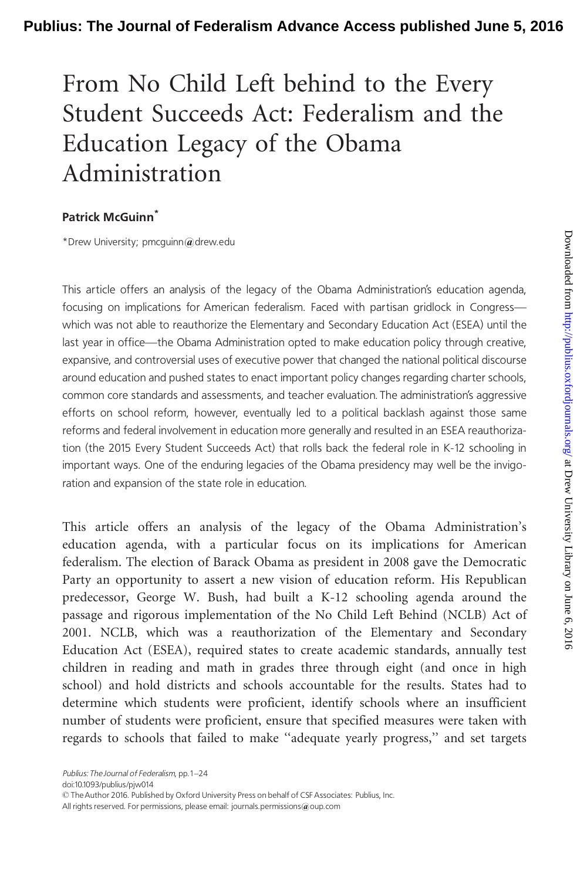# From No Child Left behind to the Every Student Succeeds Act: Federalism and the Education Legacy of the Obama Administration

**Patrick McGuinn***

*Drew University; pmcguinn@drew.edu

This article offers an analysis of the legacy of the Obama Administration's education agenda, focusing on implications for American federalism. Faced with partisan gridlock in Congress—which was not able to reauthorize the Elementary and Secondary Education Act (ESEA) until the last year in office—the Obama Administration opted to make education policy through creative, expansive, and controversial uses of executive power that changed the national political discourse around education and pushed states to enact important policy changes regarding charter schools, common core standards and assessments, and teacher evaluation. The administration's aggressive efforts on school reform, however, eventually led to a political backlash against those same reforms and federal involvement in education more generally and resulted in an ESEA reauthorization (the 2015 Every Student Succeeds Act) that rolls back the federal role in K-12 schooling in important ways. One of the enduring legacies of the Obama presidency may well be the invigoration and expansion of the state role in education.

This article offers an analysis of the legacy of the Obama Administration's education agenda, with a particular focus on its implications for American federalism. The election of Barack Obama as president in 2008 gave the Democratic Party an opportunity to assert a new vision of education reform. His Republican predecessor, George W. Bush, had built a K-12 schooling agenda around the passage and rigorous implementation of the No Child Left Behind (NCLB) Act of 2001. NCLB, which was a reauthorization of the Elementary and Secondary Education Act (ESEA), required states to create academic standards, annually test children in reading and math in grades three through eight (and once in high school) and hold districts and schools accountable for the results. States had to determine which students were proficient, identify schools where an insufficient number of students were proficient, ensure that specified measures were taken with regards to schools that failed to make "adequate yearly progress," and set targets

*Publius: The Journal of Federalism*, pp. 1–24
doi:10.1093/publius/pjw014
© The Author 2016. Published by Oxford University Press on behalf of CSF Associates: Publius, Inc.
All rights reserved. For permissions, please email: journals.permissions@oup.com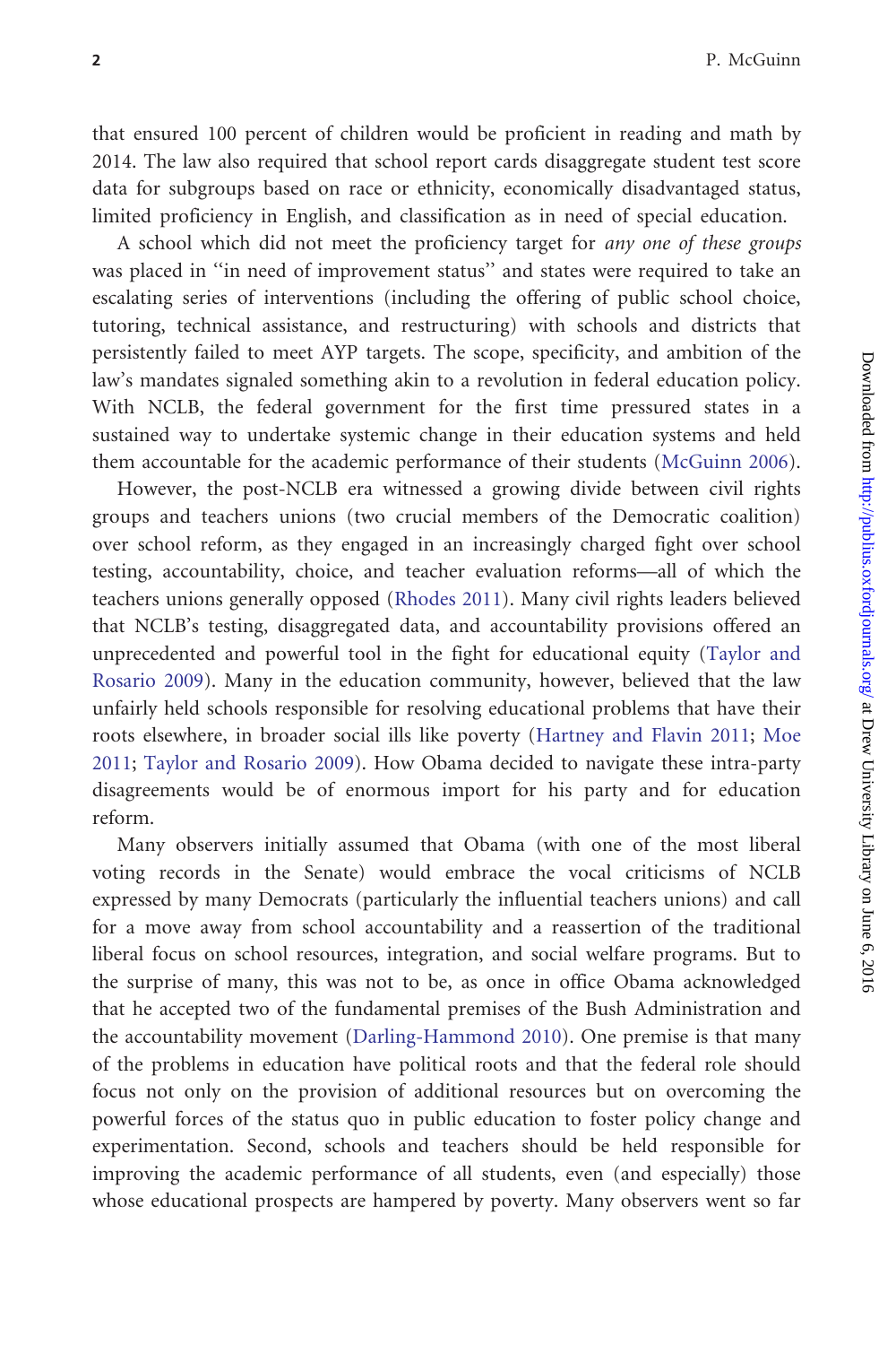that ensured 100 percent of children would be proficient in reading and math by 2014. The law also required that school report cards disaggregate student test score data for subgroups based on race or ethnicity, economically disadvantaged status, limited proficiency in English, and classification as in need of special education.

A school which did not meet the proficiency target for *any one of these groups* was placed in ''in need of improvement status'' and states were required to take an escalating series of interventions (including the offering of public school choice, tutoring, technical assistance, and restructuring) with schools and districts that persistently failed to meet AYP targets. The scope, specificity, and ambition of the law's mandates signaled something akin to a revolution in federal education policy. With NCLB, the federal government for the first time pressured states in a sustained way to undertake systemic change in their education systems and held them accountable for the academic performance of their students (McGuinn 2006).

However, the post-NCLB era witnessed a growing divide between civil rights groups and teachers unions (two crucial members of the Democratic coalition) over school reform, as they engaged in an increasingly charged fight over school testing, accountability, choice, and teacher evaluation reforms—all of which the teachers unions generally opposed (Rhodes 2011). Many civil rights leaders believed that NCLB's testing, disaggregated data, and accountability provisions offered an unprecedented and powerful tool in the fight for educational equity (Taylor and Rosario 2009). Many in the education community, however, believed that the law unfairly held schools responsible for resolving educational problems that have their roots elsewhere, in broader social ills like poverty (Hartney and Flavin 2011; Moe 2011; Taylor and Rosario 2009). How Obama decided to navigate these intra-party disagreements would be of enormous import for his party and for education reform.

Many observers initially assumed that Obama (with one of the most liberal voting records in the Senate) would embrace the vocal criticisms of NCLB expressed by many Democrats (particularly the influential teachers unions) and call for a move away from school accountability and a reassertion of the traditional liberal focus on school resources, integration, and social welfare programs. But to the surprise of many, this was not to be, as once in office Obama acknowledged that he accepted two of the fundamental premises of the Bush Administration and the accountability movement (Darling-Hammond 2010). One premise is that many of the problems in education have political roots and that the federal role should focus not only on the provision of additional resources but on overcoming the powerful forces of the status quo in public education to foster policy change and experimentation. Second, schools and teachers should be held responsible for improving the academic performance of all students, even (and especially) those whose educational prospects are hampered by poverty. Many observers went so far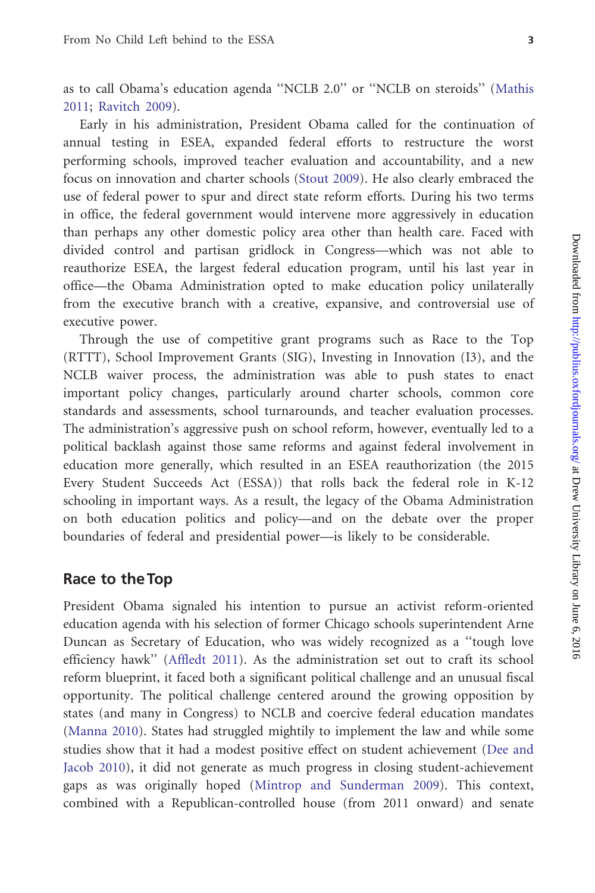as to call Obama's education agenda "NCLB 2.0" or "NCLB on steroids" (Mathis 2011; Ravitch 2009).

Early in his administration, President Obama called for the continuation of annual testing in ESEA, expanded federal efforts to restructure the worst performing schools, improved teacher evaluation and accountability, and a new focus on innovation and charter schools (Stout 2009). He also clearly embraced the use of federal power to spur and direct state reform efforts. During his two terms in office, the federal government would intervene more aggressively in education than perhaps any other domestic policy area other than health care. Faced with divided control and partisan gridlock in Congress—which was not able to reauthorize ESEA, the largest federal education program, until his last year in office—the Obama Administration opted to make education policy unilaterally from the executive branch with a creative, expansive, and controversial use of executive power.

Through the use of competitive grant programs such as Race to the Top (RTTT), School Improvement Grants (SIG), Investing in Innovation (I3), and the NCLB waiver process, the administration was able to push states to enact important policy changes, particularly around charter schools, common core standards and assessments, school turnarounds, and teacher evaluation processes. The administration's aggressive push on school reform, however, eventually led to a political backlash against those same reforms and against federal involvement in education more generally, which resulted in an ESEA reauthorization (the 2015 Every Student Succeeds Act (ESSA)) that rolls back the federal role in K-12 schooling in important ways. As a result, the legacy of the Obama Administration on both education politics and policy—and on the debate over the proper boundaries of federal and presidential power—is likely to be considerable.

## Race to the Top

President Obama signaled his intention to pursue an activist reform-oriented education agenda with his selection of former Chicago schools superintendent Arne Duncan as Secretary of Education, who was widely recognized as a "tough love efficiency hawk" (Affledt 2011). As the administration set out to craft its school reform blueprint, it faced both a significant political challenge and an unusual fiscal opportunity. The political challenge centered around the growing opposition by states (and many in Congress) to NCLB and coercive federal education mandates (Manna 2010). States had struggled mightily to implement the law and while some studies show that it had a modest positive effect on student achievement (Dee and Jacob 2010), it did not generate as much progress in closing student-achievement gaps as was originally hoped (Mintrop and Sunderman 2009). This context, combined with a Republican-controlled house (from 2011 onward) and senate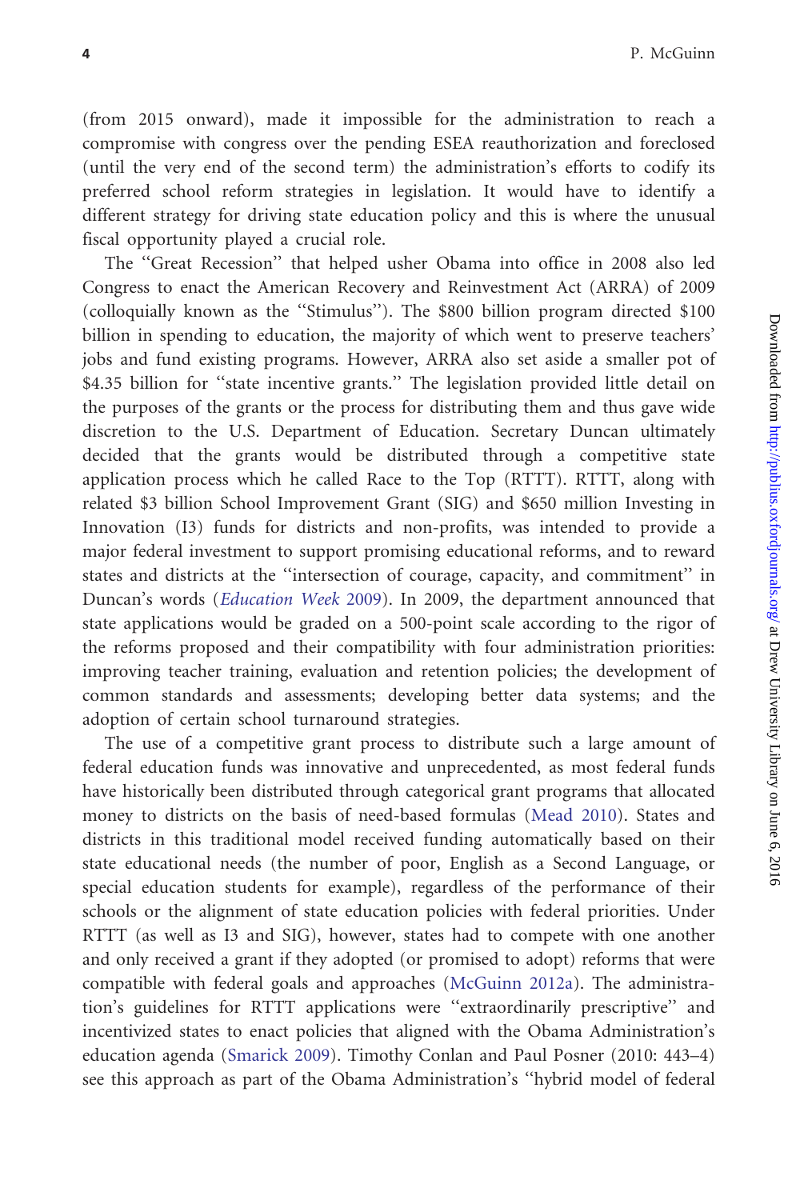(from 2015 onward), made it impossible for the administration to reach a compromise with congress over the pending ESEA reauthorization and foreclosed (until the very end of the second term) the administration's efforts to codify its preferred school reform strategies in legislation. It would have to identify a different strategy for driving state education policy and this is where the unusual fiscal opportunity played a crucial role.

The ''Great Recession'' that helped usher Obama into office in 2008 also led Congress to enact the American Recovery and Reinvestment Act (ARRA) of 2009 (colloquially known as the ''Stimulus''). The $800 billion program directed $100 billion in spending to education, the majority of which went to preserve teachers' jobs and fund existing programs. However, ARRA also set aside a smaller pot of $4.35 billion for ''state incentive grants.'' The legislation provided little detail on the purposes of the grants or the process for distributing them and thus gave wide discretion to the U.S. Department of Education. Secretary Duncan ultimately decided that the grants would be distributed through a competitive state application process which he called Race to the Top (RTTT). RTTT, along with related $3 billion School Improvement Grant (SIG) and $650 million Investing in Innovation (I3) funds for districts and non-profits, was intended to provide a major federal investment to support promising educational reforms, and to reward states and districts at the ''intersection of courage, capacity, and commitment'' in Duncan's words (*Education Week* 2009). In 2009, the department announced that state applications would be graded on a 500-point scale according to the rigor of the reforms proposed and their compatibility with four administration priorities: improving teacher training, evaluation and retention policies; the development of common standards and assessments; developing better data systems; and the adoption of certain school turnaround strategies.

The use of a competitive grant process to distribute such a large amount of federal education funds was innovative and unprecedented, as most federal funds have historically been distributed through categorical grant programs that allocated money to districts on the basis of need-based formulas (Mead 2010). States and districts in this traditional model received funding automatically based on their state educational needs (the number of poor, English as a Second Language, or special education students for example), regardless of the performance of their schools or the alignment of state education policies with federal priorities. Under RTTT (as well as I3 and SIG), however, states had to compete with one another and only received a grant if they adopted (or promised to adopt) reforms that were compatible with federal goals and approaches (McGuinn 2012a). The administration's guidelines for RTTT applications were ''extraordinarily prescriptive'' and incentivized states to enact policies that aligned with the Obama Administration's education agenda (Smarick 2009). Timothy Conlan and Paul Posner (2010: 443–4) see this approach as part of the Obama Administration's ''hybrid model of federal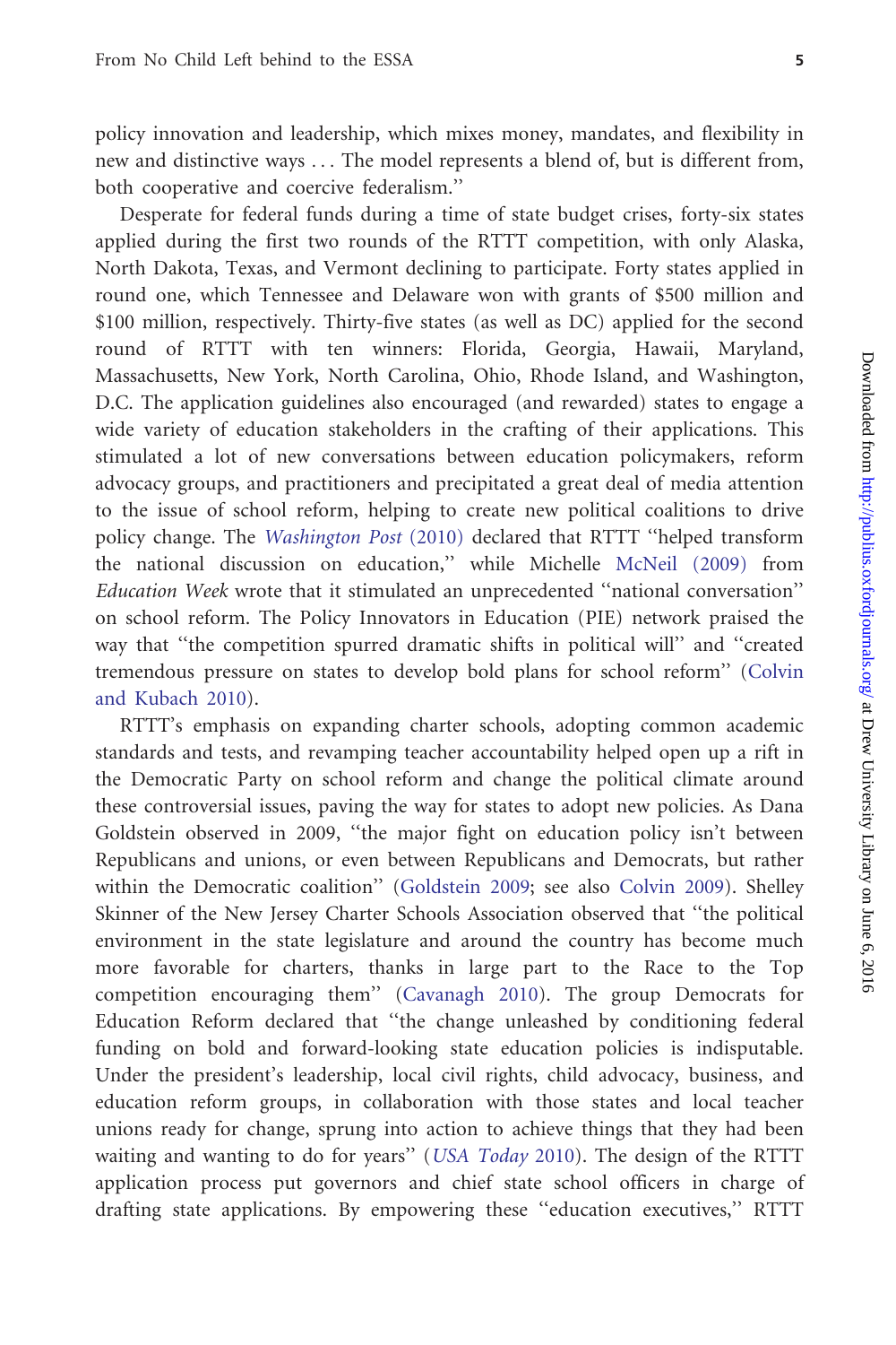policy innovation and leadership, which mixes money, mandates, and flexibility in new and distinctive ways . . . The model represents a blend of, but is different from, both cooperative and coercive federalism.''

Desperate for federal funds during a time of state budget crises, forty-six states applied during the first two rounds of the RTTT competition, with only Alaska, North Dakota, Texas, and Vermont declining to participate. Forty states applied in round one, which Tennessee and Delaware won with grants of $500 million and $100 million, respectively. Thirty-five states (as well as DC) applied for the second round of RTTT with ten winners: Florida, Georgia, Hawaii, Maryland, Massachusetts, New York, North Carolina, Ohio, Rhode Island, and Washington, D.C. The application guidelines also encouraged (and rewarded) states to engage a wide variety of education stakeholders in the crafting of their applications. This stimulated a lot of new conversations between education policymakers, reform advocacy groups, and practitioners and precipitated a great deal of media attention to the issue of school reform, helping to create new political coalitions to drive policy change. The *Washington Post* (2010) declared that RTTT ''helped transform the national discussion on education,'' while Michelle McNeil (2009) from *Education Week* wrote that it stimulated an unprecedented ''national conversation'' on school reform. The Policy Innovators in Education (PIE) network praised the way that ''the competition spurred dramatic shifts in political will'' and ''created tremendous pressure on states to develop bold plans for school reform'' (Colvin and Kubach 2010).

RTTT's emphasis on expanding charter schools, adopting common academic standards and tests, and revamping teacher accountability helped open up a rift in the Democratic Party on school reform and change the political climate around these controversial issues, paving the way for states to adopt new policies. As Dana Goldstein observed in 2009, ''the major fight on education policy isn't between Republicans and unions, or even between Republicans and Democrats, but rather within the Democratic coalition'' (Goldstein 2009; see also Colvin 2009). Shelley Skinner of the New Jersey Charter Schools Association observed that ''the political environment in the state legislature and around the country has become much more favorable for charters, thanks in large part to the Race to the Top competition encouraging them'' (Cavanagh 2010). The group Democrats for Education Reform declared that ''the change unleashed by conditioning federal funding on bold and forward-looking state education policies is indisputable. Under the president's leadership, local civil rights, child advocacy, business, and education reform groups, in collaboration with those states and local teacher unions ready for change, sprung into action to achieve things that they had been waiting and wanting to do for years'' (*USA Today* 2010). The design of the RTTT application process put governors and chief state school officers in charge of drafting state applications. By empowering these ''education executives,'' RTTT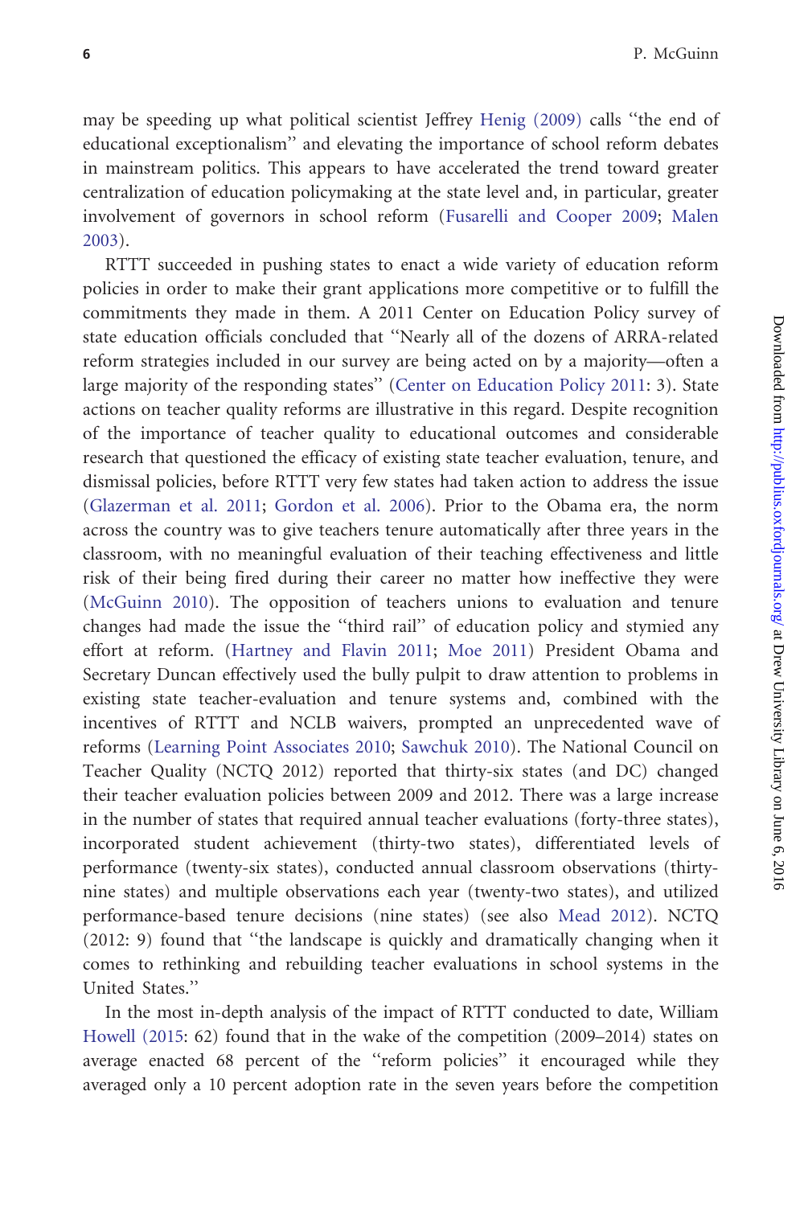may be speeding up what political scientist Jeffrey Henig (2009) calls ''the end of educational exceptionalism'' and elevating the importance of school reform debates in mainstream politics. This appears to have accelerated the trend toward greater centralization of education policymaking at the state level and, in particular, greater involvement of governors in school reform (Fusarelli and Cooper 2009; Malen 2003).

RTTT succeeded in pushing states to enact a wide variety of education reform policies in order to make their grant applications more competitive or to fulfill the commitments they made in them. A 2011 Center on Education Policy survey of state education officials concluded that ''Nearly all of the dozens of ARRA-related reform strategies included in our survey are being acted on by a majority—often a large majority of the responding states'' (Center on Education Policy 2011: 3). State actions on teacher quality reforms are illustrative in this regard. Despite recognition of the importance of teacher quality to educational outcomes and considerable research that questioned the efficacy of existing state teacher evaluation, tenure, and dismissal policies, before RTTT very few states had taken action to address the issue (Glazerman et al. 2011; Gordon et al. 2006). Prior to the Obama era, the norm across the country was to give teachers tenure automatically after three years in the classroom, with no meaningful evaluation of their teaching effectiveness and little risk of their being fired during their career no matter how ineffective they were (McGuinn 2010). The opposition of teachers unions to evaluation and tenure changes had made the issue the ''third rail'' of education policy and stymied any effort at reform. (Hartney and Flavin 2011; Moe 2011) President Obama and Secretary Duncan effectively used the bully pulpit to draw attention to problems in existing state teacher-evaluation and tenure systems and, combined with the incentives of RTTT and NCLB waivers, prompted an unprecedented wave of reforms (Learning Point Associates 2010; Sawchuk 2010). The National Council on Teacher Quality (NCTQ 2012) reported that thirty-six states (and DC) changed their teacher evaluation policies between 2009 and 2012. There was a large increase in the number of states that required annual teacher evaluations (forty-three states), incorporated student achievement (thirty-two states), differentiated levels of performance (twenty-six states), conducted annual classroom observations (thirty-nine states) and multiple observations each year (twenty-two states), and utilized performance-based tenure decisions (nine states) (see also Mead 2012). NCTQ (2012: 9) found that ''the landscape is quickly and dramatically changing when it comes to rethinking and rebuilding teacher evaluations in school systems in the United States.''

In the most in-depth analysis of the impact of RTTT conducted to date, William Howell (2015: 62) found that in the wake of the competition (2009–2014) states on average enacted 68 percent of the ''reform policies'' it encouraged while they averaged only a 10 percent adoption rate in the seven years before the competition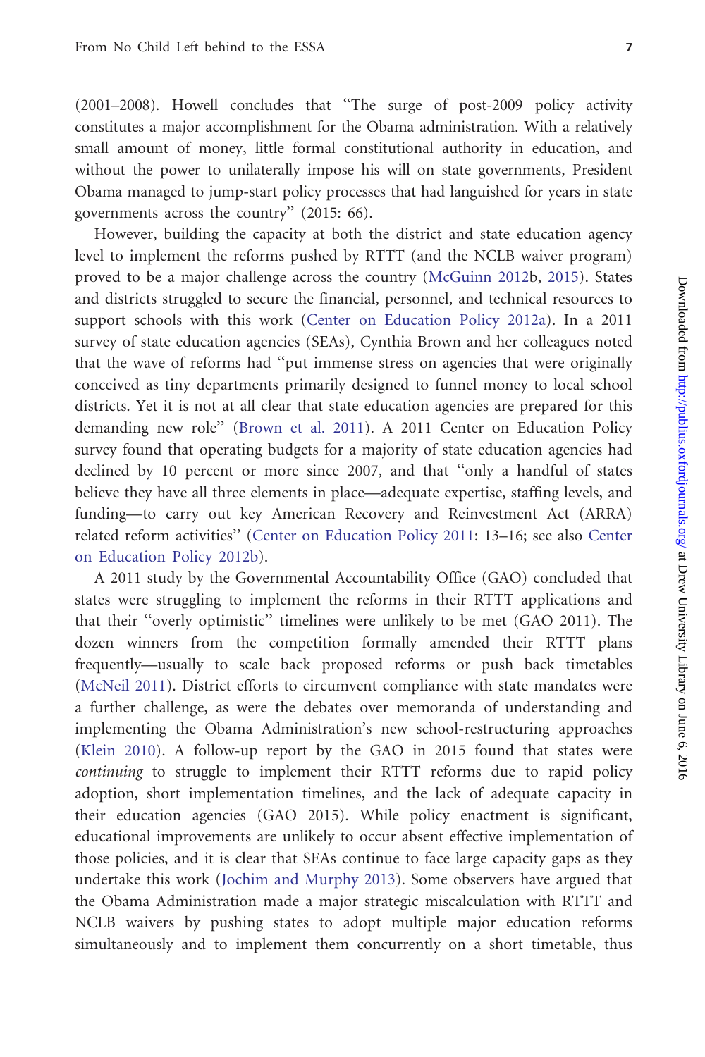(2001–2008). Howell concludes that "The surge of post-2009 policy activity constitutes a major accomplishment for the Obama administration. With a relatively small amount of money, little formal constitutional authority in education, and without the power to unilaterally impose his will on state governments, President Obama managed to jump-start policy processes that had languished for years in state governments across the country" (2015: 66).

However, building the capacity at both the district and state education agency level to implement the reforms pushed by RTTT (and the NCLB waiver program) proved to be a major challenge across the country (McGuinn 2012b, 2015). States and districts struggled to secure the financial, personnel, and technical resources to support schools with this work (Center on Education Policy 2012a). In a 2011 survey of state education agencies (SEAs), Cynthia Brown and her colleagues noted that the wave of reforms had "put immense stress on agencies that were originally conceived as tiny departments primarily designed to funnel money to local school districts. Yet it is not at all clear that state education agencies are prepared for this demanding new role" (Brown et al. 2011). A 2011 Center on Education Policy survey found that operating budgets for a majority of state education agencies had declined by 10 percent or more since 2007, and that "only a handful of states believe they have all three elements in place—adequate expertise, staffing levels, and funding—to carry out key American Recovery and Reinvestment Act (ARRA) related reform activities" (Center on Education Policy 2011: 13–16; see also Center on Education Policy 2012b).

A 2011 study by the Governmental Accountability Office (GAO) concluded that states were struggling to implement the reforms in their RTTT applications and that their "overly optimistic" timelines were unlikely to be met (GAO 2011). The dozen winners from the competition formally amended their RTTT plans frequently—usually to scale back proposed reforms or push back timetables (McNeil 2011). District efforts to circumvent compliance with state mandates were a further challenge, as were the debates over memoranda of understanding and implementing the Obama Administration's new school-restructuring approaches (Klein 2010). A follow-up report by the GAO in 2015 found that states were *continuing* to struggle to implement their RTTT reforms due to rapid policy adoption, short implementation timelines, and the lack of adequate capacity in their education agencies (GAO 2015). While policy enactment is significant, educational improvements are unlikely to occur absent effective implementation of those policies, and it is clear that SEAs continue to face large capacity gaps as they undertake this work (Jochim and Murphy 2013). Some observers have argued that the Obama Administration made a major strategic miscalculation with RTTT and NCLB waivers by pushing states to adopt multiple major education reforms simultaneously and to implement them concurrently on a short timetable, thus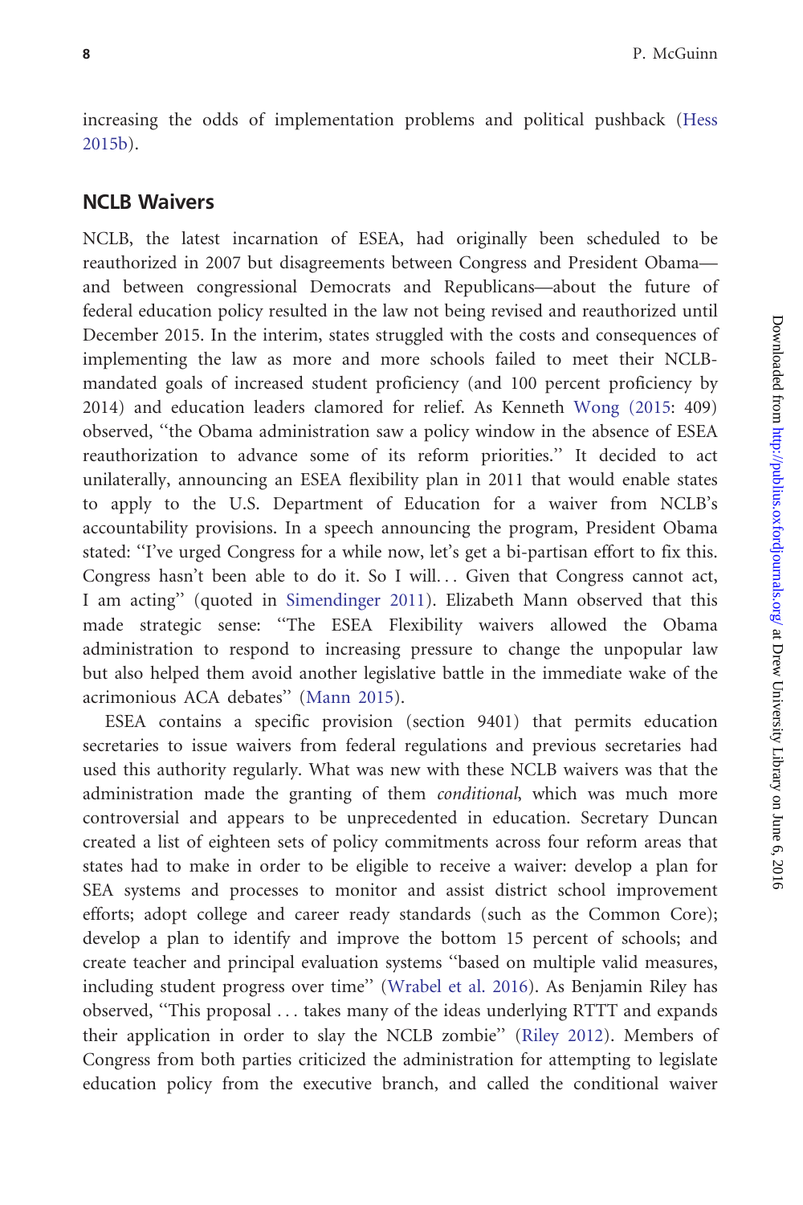increasing the odds of implementation problems and political pushback (Hess 2015b).

## NCLB Waivers

NCLB, the latest incarnation of ESEA, had originally been scheduled to be reauthorized in 2007 but disagreements between Congress and President Obama—and between congressional Democrats and Republicans—about the future of federal education policy resulted in the law not being revised and reauthorized until December 2015. In the interim, states struggled with the costs and consequences of implementing the law as more and more schools failed to meet their NCLB-mandated goals of increased student proficiency (and 100 percent proficiency by 2014) and education leaders clamored for relief. As Kenneth Wong (2015: 409) observed, "the Obama administration saw a policy window in the absence of ESEA reauthorization to advance some of its reform priorities." It decided to act unilaterally, announcing an ESEA flexibility plan in 2011 that would enable states to apply to the U.S. Department of Education for a waiver from NCLB's accountability provisions. In a speech announcing the program, President Obama stated: "I've urged Congress for a while now, let's get a bi-partisan effort to fix this. Congress hasn't been able to do it. So I will... Given that Congress cannot act, I am acting" (quoted in Simendinger 2011). Elizabeth Mann observed that this made strategic sense: "The ESEA Flexibility waivers allowed the Obama administration to respond to increasing pressure to change the unpopular law but also helped them avoid another legislative battle in the immediate wake of the acrimonious ACA debates" (Mann 2015).

ESEA contains a specific provision (section 9401) that permits education secretaries to issue waivers from federal regulations and previous secretaries had used this authority regularly. What was new with these NCLB waivers was that the administration made the granting of them *conditional*, which was much more controversial and appears to be unprecedented in education. Secretary Duncan created a list of eighteen sets of policy commitments across four reform areas that states had to make in order to be eligible to receive a waiver: develop a plan for SEA systems and processes to monitor and assist district school improvement efforts; adopt college and career ready standards (such as the Common Core); develop a plan to identify and improve the bottom 15 percent of schools; and create teacher and principal evaluation systems "based on multiple valid measures, including student progress over time" (Wrabel et al. 2016). As Benjamin Riley has observed, "This proposal ... takes many of the ideas underlying RTTT and expands their application in order to slay the NCLB zombie" (Riley 2012). Members of Congress from both parties criticized the administration for attempting to legislate education policy from the executive branch, and called the conditional waiver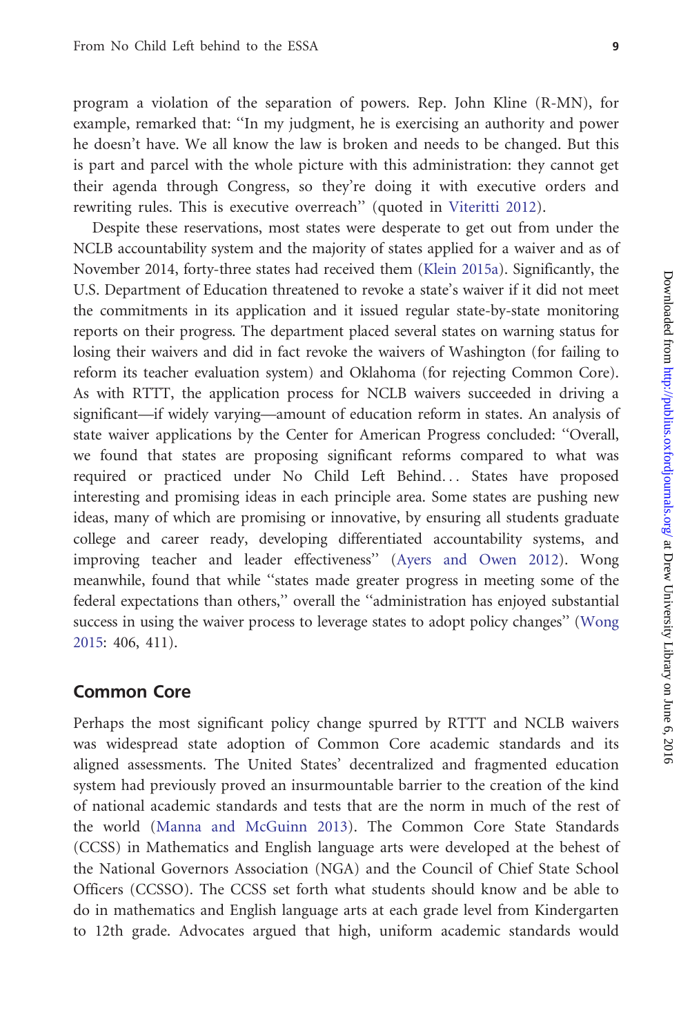program a violation of the separation of powers. Rep. John Kline (R-MN), for example, remarked that: ''In my judgment, he is exercising an authority and power he doesn't have. We all know the law is broken and needs to be changed. But this is part and parcel with the whole picture with this administration: they cannot get their agenda through Congress, so they're doing it with executive orders and rewriting rules. This is executive overreach'' (quoted in Viteritti 2012).

Despite these reservations, most states were desperate to get out from under the NCLB accountability system and the majority of states applied for a waiver and as of November 2014, forty-three states had received them (Klein 2015a). Significantly, the U.S. Department of Education threatened to revoke a state's waiver if it did not meet the commitments in its application and it issued regular state-by-state monitoring reports on their progress. The department placed several states on warning status for losing their waivers and did in fact revoke the waivers of Washington (for failing to reform its teacher evaluation system) and Oklahoma (for rejecting Common Core). As with RTTT, the application process for NCLB waivers succeeded in driving a significant—if widely varying—amount of education reform in states. An analysis of state waiver applications by the Center for American Progress concluded: ''Overall, we found that states are proposing significant reforms compared to what was required or practiced under No Child Left Behind... States have proposed interesting and promising ideas in each principle area. Some states are pushing new ideas, many of which are promising or innovative, by ensuring all students graduate college and career ready, developing differentiated accountability systems, and improving teacher and leader effectiveness'' (Ayers and Owen 2012). Wong meanwhile, found that while ''states made greater progress in meeting some of the federal expectations than others,'' overall the ''administration has enjoyed substantial success in using the waiver process to leverage states to adopt policy changes'' (Wong 2015: 406, 411).

## Common Core

Perhaps the most significant policy change spurred by RTTT and NCLB waivers was widespread state adoption of Common Core academic standards and its aligned assessments. The United States' decentralized and fragmented education system had previously proved an insurmountable barrier to the creation of the kind of national academic standards and tests that are the norm in much of the rest of the world (Manna and McGuinn 2013). The Common Core State Standards (CCSS) in Mathematics and English language arts were developed at the behest of the National Governors Association (NGA) and the Council of Chief State School Officers (CCSSO). The CCSS set forth what students should know and be able to do in mathematics and English language arts at each grade level from Kindergarten to 12th grade. Advocates argued that high, uniform academic standards would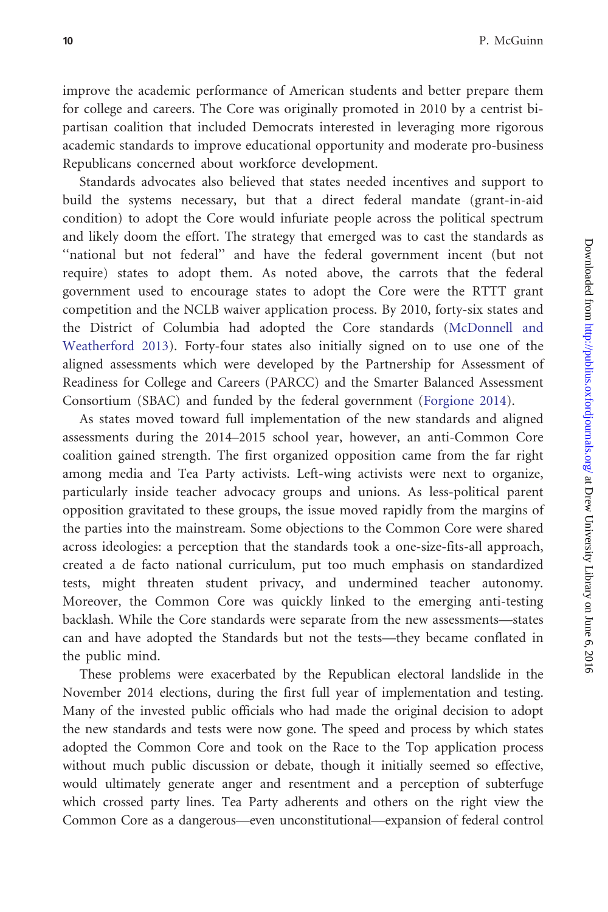improve the academic performance of American students and better prepare them for college and careers. The Core was originally promoted in 2010 by a centrist bi-partisan coalition that included Democrats interested in leveraging more rigorous academic standards to improve educational opportunity and moderate pro-business Republicans concerned about workforce development.

Standards advocates also believed that states needed incentives and support to build the systems necessary, but that a direct federal mandate (grant-in-aid condition) to adopt the Core would infuriate people across the political spectrum and likely doom the effort. The strategy that emerged was to cast the standards as "national but not federal" and have the federal government incent (but not require) states to adopt them. As noted above, the carrots that the federal government used to encourage states to adopt the Core were the RTTT grant competition and the NCLB waiver application process. By 2010, forty-six states and the District of Columbia had adopted the Core standards (McDonnell and Weatherford 2013). Forty-four states also initially signed on to use one of the aligned assessments which were developed by the Partnership for Assessment of Readiness for College and Careers (PARCC) and the Smarter Balanced Assessment Consortium (SBAC) and funded by the federal government (Forgione 2014).

As states moved toward full implementation of the new standards and aligned assessments during the 2014–2015 school year, however, an anti-Common Core coalition gained strength. The first organized opposition came from the far right among media and Tea Party activists. Left-wing activists were next to organize, particularly inside teacher advocacy groups and unions. As less-political parent opposition gravitated to these groups, the issue moved rapidly from the margins of the parties into the mainstream. Some objections to the Common Core were shared across ideologies: a perception that the standards took a one-size-fits-all approach, created a de facto national curriculum, put too much emphasis on standardized tests, might threaten student privacy, and undermined teacher autonomy. Moreover, the Common Core was quickly linked to the emerging anti-testing backlash. While the Core standards were separate from the new assessments—states can and have adopted the Standards but not the tests—they became conflated in the public mind.

These problems were exacerbated by the Republican electoral landslide in the November 2014 elections, during the first full year of implementation and testing. Many of the invested public officials who had made the original decision to adopt the new standards and tests were now gone. The speed and process by which states adopted the Common Core and took on the Race to the Top application process without much public discussion or debate, though it initially seemed so effective, would ultimately generate anger and resentment and a perception of subterfuge which crossed party lines. Tea Party adherents and others on the right view the Common Core as a dangerous—even unconstitutional—expansion of federal control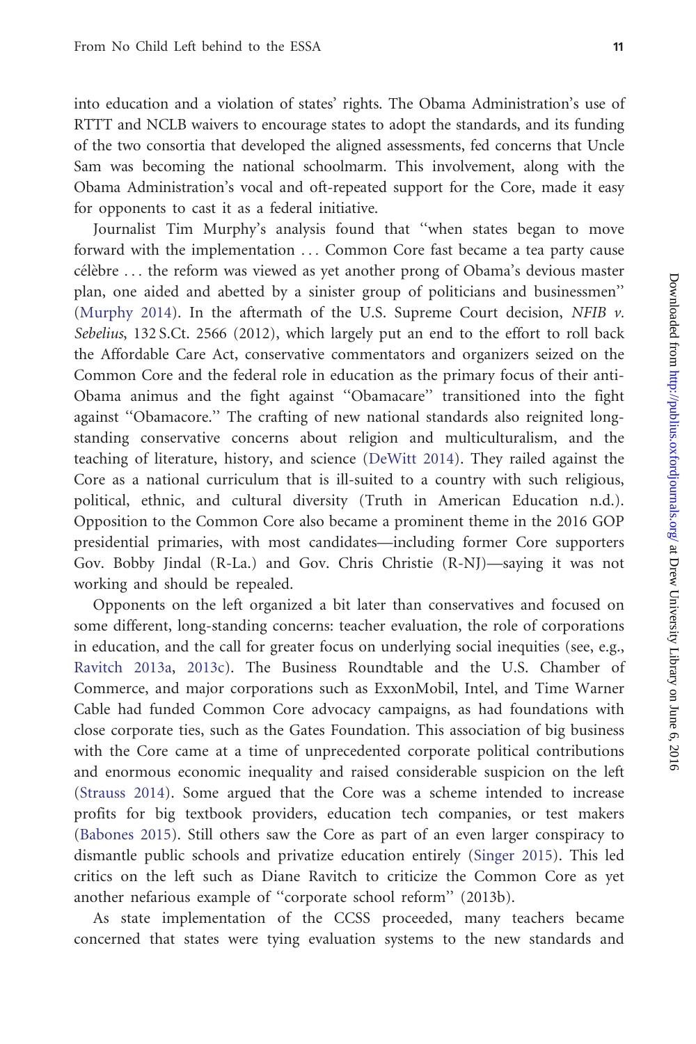into education and a violation of states' rights. The Obama Administration's use of RTTT and NCLB waivers to encourage states to adopt the standards, and its funding of the two consortia that developed the aligned assessments, fed concerns that Uncle Sam was becoming the national schoolmarm. This involvement, along with the Obama Administration's vocal and oft-repeated support for the Core, made it easy for opponents to cast it as a federal initiative.

Journalist Tim Murphy's analysis found that "when states began to move forward with the implementation ... Common Core fast became a tea party cause célèbre ... the reform was viewed as yet another prong of Obama's devious master plan, one aided and abetted by a sinister group of politicians and businessmen" (Murphy 2014). In the aftermath of the U.S. Supreme Court decision, *NFIB v. Sebelius*, 132 S.Ct. 2566 (2012), which largely put an end to the effort to roll back the Affordable Care Act, conservative commentators and organizers seized on the Common Core and the federal role in education as the primary focus of their anti-Obama animus and the fight against "Obamacare" transitioned into the fight against "Obamacore." The crafting of new national standards also reignited long-standing conservative concerns about religion and multiculturalism, and the teaching of literature, history, and science (DeWitt 2014). They railed against the Core as a national curriculum that is ill-suited to a country with such religious, political, ethnic, and cultural diversity (Truth in American Education n.d.). Opposition to the Common Core also became a prominent theme in the 2016 GOP presidential primaries, with most candidates—including former Core supporters Gov. Bobby Jindal (R-La.) and Gov. Chris Christie (R-NJ)—saying it was not working and should be repealed.

Opponents on the left organized a bit later than conservatives and focused on some different, long-standing concerns: teacher evaluation, the role of corporations in education, and the call for greater focus on underlying social inequities (see, e.g., Ravitch 2013a, 2013c). The Business Roundtable and the U.S. Chamber of Commerce, and major corporations such as ExxonMobil, Intel, and Time Warner Cable had funded Common Core advocacy campaigns, as had foundations with close corporate ties, such as the Gates Foundation. This association of big business with the Core came at a time of unprecedented corporate political contributions and enormous economic inequality and raised considerable suspicion on the left (Strauss 2014). Some argued that the Core was a scheme intended to increase profits for big textbook providers, education tech companies, or test makers (Babones 2015). Still others saw the Core as part of an even larger conspiracy to dismantle public schools and privatize education entirely (Singer 2015). This led critics on the left such as Diane Ravitch to criticize the Common Core as yet another nefarious example of "corporate school reform" (2013b).

As state implementation of the CCSS proceeded, many teachers became concerned that states were tying evaluation systems to the new standards and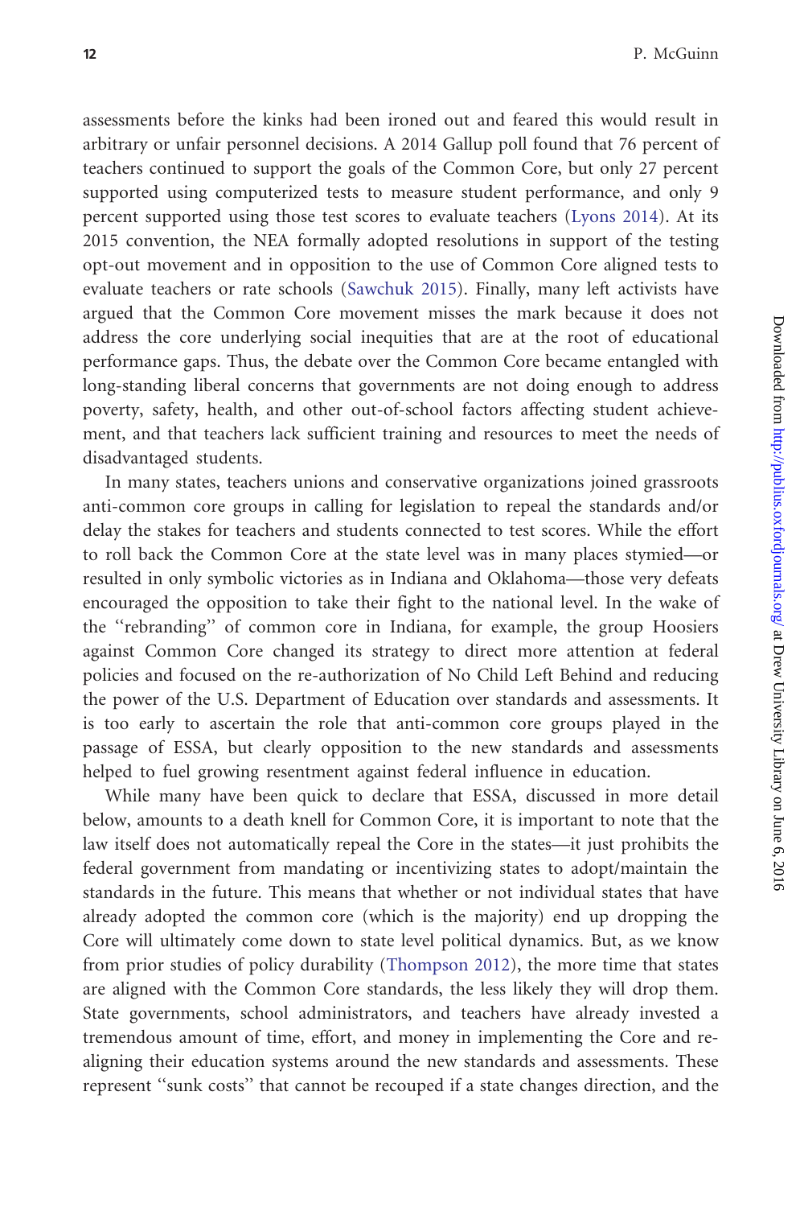assessments before the kinks had been ironed out and feared this would result in arbitrary or unfair personnel decisions. A 2014 Gallup poll found that 76 percent of teachers continued to support the goals of the Common Core, but only 27 percent supported using computerized tests to measure student performance, and only 9 percent supported using those test scores to evaluate teachers (Lyons 2014). At its 2015 convention, the NEA formally adopted resolutions in support of the testing opt-out movement and in opposition to the use of Common Core aligned tests to evaluate teachers or rate schools (Sawchuk 2015). Finally, many left activists have argued that the Common Core movement misses the mark because it does not address the core underlying social inequities that are at the root of educational performance gaps. Thus, the debate over the Common Core became entangled with long-standing liberal concerns that governments are not doing enough to address poverty, safety, health, and other out-of-school factors affecting student achievement, and that teachers lack sufficient training and resources to meet the needs of disadvantaged students.

In many states, teachers unions and conservative organizations joined grassroots anti-common core groups in calling for legislation to repeal the standards and/or delay the stakes for teachers and students connected to test scores. While the effort to roll back the Common Core at the state level was in many places stymied—or resulted in only symbolic victories as in Indiana and Oklahoma—those very defeats encouraged the opposition to take their fight to the national level. In the wake of the ''rebranding'' of common core in Indiana, for example, the group Hoosiers against Common Core changed its strategy to direct more attention at federal policies and focused on the re-authorization of No Child Left Behind and reducing the power of the U.S. Department of Education over standards and assessments. It is too early to ascertain the role that anti-common core groups played in the passage of ESSA, but clearly opposition to the new standards and assessments helped to fuel growing resentment against federal influence in education.

While many have been quick to declare that ESSA, discussed in more detail below, amounts to a death knell for Common Core, it is important to note that the law itself does not automatically repeal the Core in the states—it just prohibits the federal government from mandating or incentivizing states to adopt/maintain the standards in the future. This means that whether or not individual states that have already adopted the common core (which is the majority) end up dropping the Core will ultimately come down to state level political dynamics. But, as we know from prior studies of policy durability (Thompson 2012), the more time that states are aligned with the Common Core standards, the less likely they will drop them. State governments, school administrators, and teachers have already invested a tremendous amount of time, effort, and money in implementing the Core and re-aligning their education systems around the new standards and assessments. These represent ''sunk costs'' that cannot be recouped if a state changes direction, and the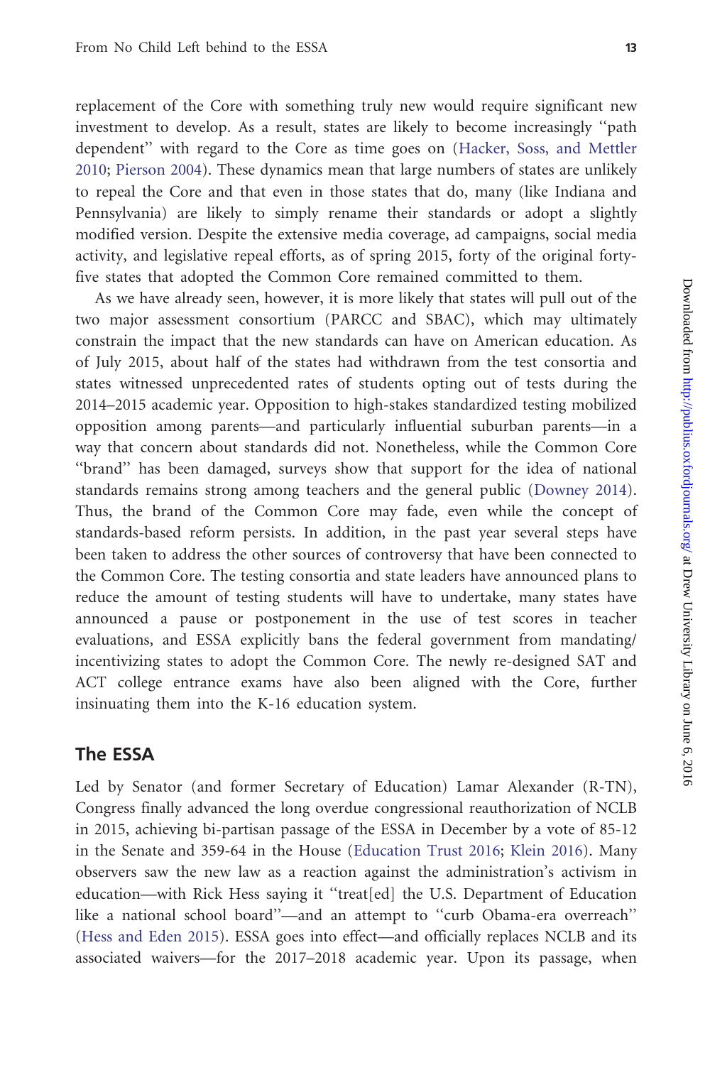replacement of the Core with something truly new would require significant new investment to develop. As a result, states are likely to become increasingly ''path dependent'' with regard to the Core as time goes on (Hacker, Soss, and Mettler 2010; Pierson 2004). These dynamics mean that large numbers of states are unlikely to repeal the Core and that even in those states that do, many (like Indiana and Pennsylvania) are likely to simply rename their standards or adopt a slightly modified version. Despite the extensive media coverage, ad campaigns, social media activity, and legislative repeal efforts, as of spring 2015, forty of the original forty-five states that adopted the Common Core remained committed to them.

As we have already seen, however, it is more likely that states will pull out of the two major assessment consortium (PARCC and SBAC), which may ultimately constrain the impact that the new standards can have on American education. As of July 2015, about half of the states had withdrawn from the test consortia and states witnessed unprecedented rates of students opting out of tests during the 2014–2015 academic year. Opposition to high-stakes standardized testing mobilized opposition among parents—and particularly influential suburban parents—in a way that concern about standards did not. Nonetheless, while the Common Core ''brand'' has been damaged, surveys show that support for the idea of national standards remains strong among teachers and the general public (Downey 2014). Thus, the brand of the Common Core may fade, even while the concept of standards-based reform persists. In addition, in the past year several steps have been taken to address the other sources of controversy that have been connected to the Common Core. The testing consortia and state leaders have announced plans to reduce the amount of testing students will have to undertake, many states have announced a pause or postponement in the use of test scores in teacher evaluations, and ESSA explicitly bans the federal government from mandating/incentivizing states to adopt the Common Core. The newly re-designed SAT and ACT college entrance exams have also been aligned with the Core, further insinuating them into the K-16 education system.

## The ESSA

Led by Senator (and former Secretary of Education) Lamar Alexander (R-TN), Congress finally advanced the long overdue congressional reauthorization of NCLB in 2015, achieving bi-partisan passage of the ESSA in December by a vote of 85-12 in the Senate and 359-64 in the House (Education Trust 2016; Klein 2016). Many observers saw the new law as a reaction against the administration's activism in education—with Rick Hess saying it ''treat[ed] the U.S. Department of Education like a national school board''—and an attempt to ''curb Obama-era overreach'' (Hess and Eden 2015). ESSA goes into effect—and officially replaces NCLB and its associated waivers—for the 2017–2018 academic year. Upon its passage, when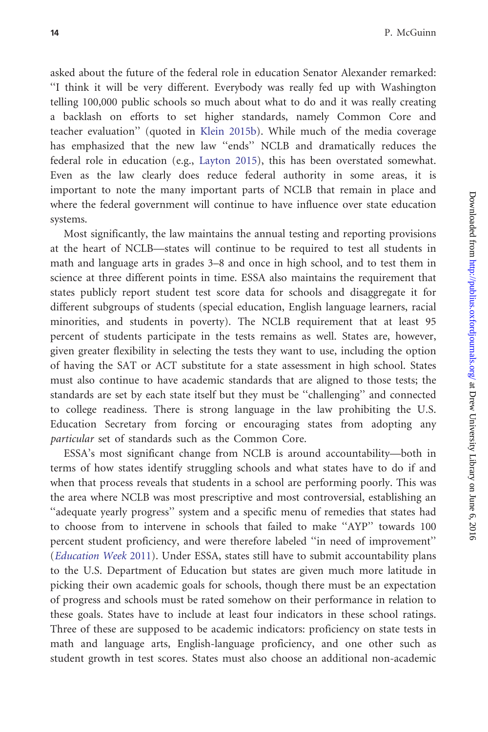asked about the future of the federal role in education Senator Alexander remarked: ''I think it will be very different. Everybody was really fed up with Washington telling 100,000 public schools so much about what to do and it was really creating a backlash on efforts to set higher standards, namely Common Core and teacher evaluation'' (quoted in Klein 2015b). While much of the media coverage has emphasized that the new law ''ends'' NCLB and dramatically reduces the federal role in education (e.g., Layton 2015), this has been overstated somewhat. Even as the law clearly does reduce federal authority in some areas, it is important to note the many important parts of NCLB that remain in place and where the federal government will continue to have influence over state education systems.

Most significantly, the law maintains the annual testing and reporting provisions at the heart of NCLB—states will continue to be required to test all students in math and language arts in grades 3–8 and once in high school, and to test them in science at three different points in time. ESSA also maintains the requirement that states publicly report student test score data for schools and disaggregate it for different subgroups of students (special education, English language learners, racial minorities, and students in poverty). The NCLB requirement that at least 95 percent of students participate in the tests remains as well. States are, however, given greater flexibility in selecting the tests they want to use, including the option of having the SAT or ACT substitute for a state assessment in high school. States must also continue to have academic standards that are aligned to those tests; the standards are set by each state itself but they must be ''challenging'' and connected to college readiness. There is strong language in the law prohibiting the U.S. Education Secretary from forcing or encouraging states from adopting any *particular* set of standards such as the Common Core.

ESSA's most significant change from NCLB is around accountability—both in terms of how states identify struggling schools and what states have to do if and when that process reveals that students in a school are performing poorly. This was the area where NCLB was most prescriptive and most controversial, establishing an ''adequate yearly progress'' system and a specific menu of remedies that states had to choose from to intervene in schools that failed to make ''AYP'' towards 100 percent student proficiency, and were therefore labeled ''in need of improvement'' (*Education Week* 2011). Under ESSA, states still have to submit accountability plans to the U.S. Department of Education but states are given much more latitude in picking their own academic goals for schools, though there must be an expectation of progress and schools must be rated somehow on their performance in relation to these goals. States have to include at least four indicators in these school ratings. Three of these are supposed to be academic indicators: proficiency on state tests in math and language arts, English-language proficiency, and one other such as student growth in test scores. States must also choose an additional non-academic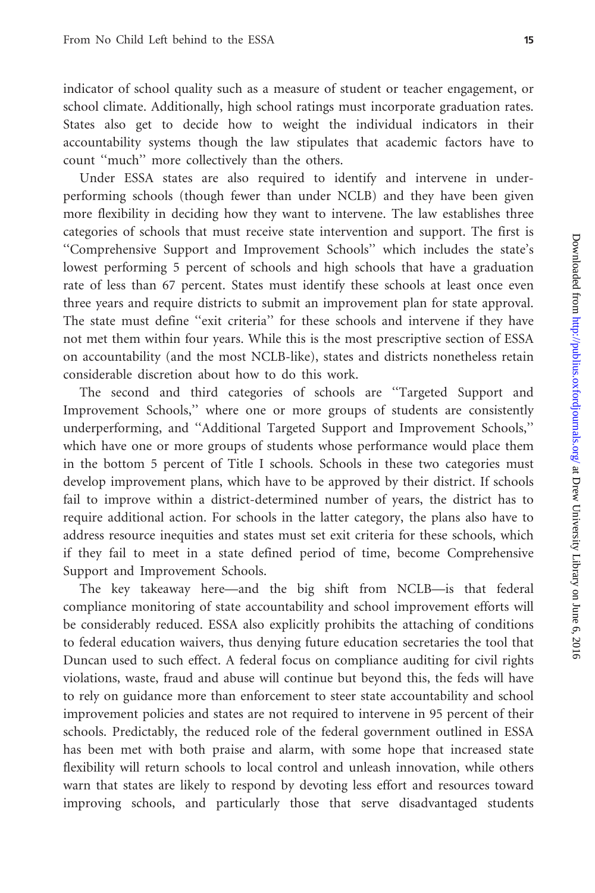indicator of school quality such as a measure of student or teacher engagement, or school climate. Additionally, high school ratings must incorporate graduation rates. States also get to decide how to weight the individual indicators in their accountability systems though the law stipulates that academic factors have to count ''much'' more collectively than the others.

Under ESSA states are also required to identify and intervene in under-performing schools (though fewer than under NCLB) and they have been given more flexibility in deciding how they want to intervene. The law establishes three categories of schools that must receive state intervention and support. The first is ''Comprehensive Support and Improvement Schools'' which includes the state's lowest performing 5 percent of schools and high schools that have a graduation rate of less than 67 percent. States must identify these schools at least once even three years and require districts to submit an improvement plan for state approval. The state must define ''exit criteria'' for these schools and intervene if they have not met them within four years. While this is the most prescriptive section of ESSA on accountability (and the most NCLB-like), states and districts nonetheless retain considerable discretion about how to do this work.

The second and third categories of schools are ''Targeted Support and Improvement Schools,'' where one or more groups of students are consistently underperforming, and ''Additional Targeted Support and Improvement Schools,'' which have one or more groups of students whose performance would place them in the bottom 5 percent of Title I schools. Schools in these two categories must develop improvement plans, which have to be approved by their district. If schools fail to improve within a district-determined number of years, the district has to require additional action. For schools in the latter category, the plans also have to address resource inequities and states must set exit criteria for these schools, which if they fail to meet in a state defined period of time, become Comprehensive Support and Improvement Schools.

The key takeaway here—and the big shift from NCLB—is that federal compliance monitoring of state accountability and school improvement efforts will be considerably reduced. ESSA also explicitly prohibits the attaching of conditions to federal education waivers, thus denying future education secretaries the tool that Duncan used to such effect. A federal focus on compliance auditing for civil rights violations, waste, fraud and abuse will continue but beyond this, the feds will have to rely on guidance more than enforcement to steer state accountability and school improvement policies and states are not required to intervene in 95 percent of their schools. Predictably, the reduced role of the federal government outlined in ESSA has been met with both praise and alarm, with some hope that increased state flexibility will return schools to local control and unleash innovation, while others warn that states are likely to respond by devoting less effort and resources toward improving schools, and particularly those that serve disadvantaged students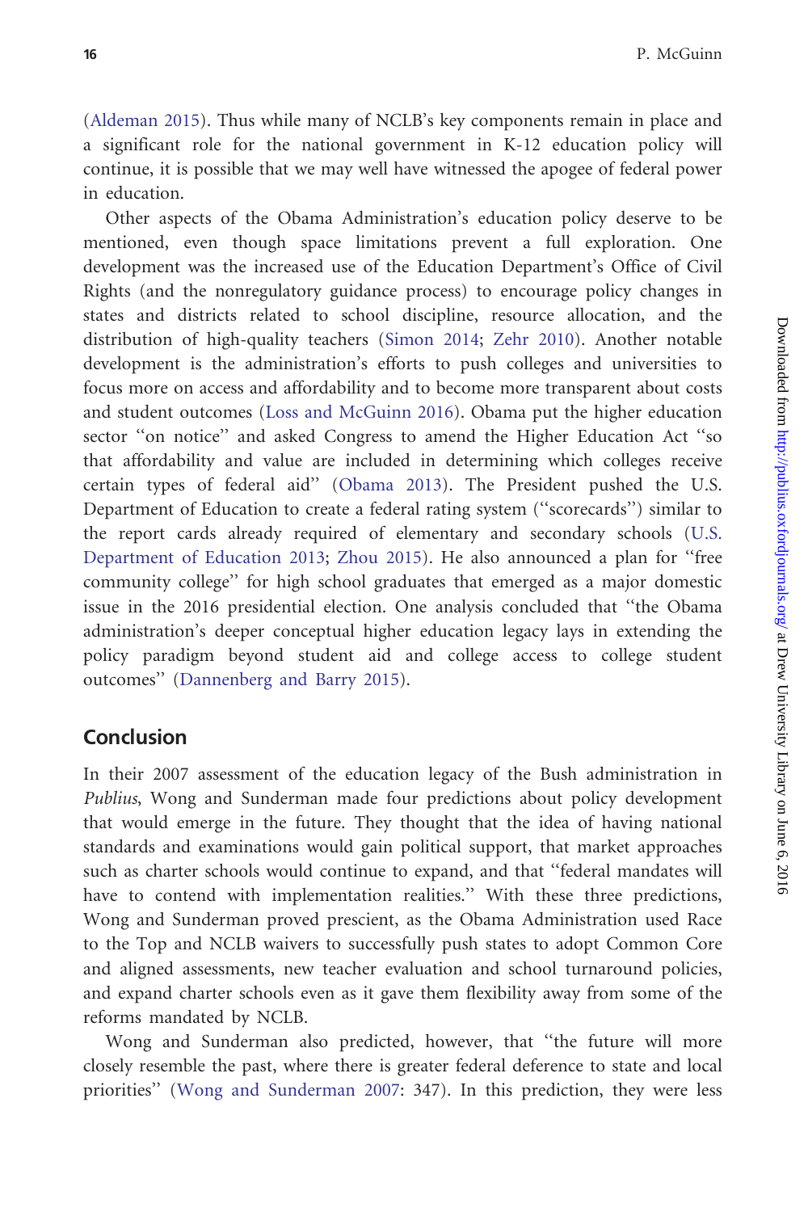(Aldeman 2015). Thus while many of NCLB's key components remain in place and a significant role for the national government in K-12 education policy will continue, it is possible that we may well have witnessed the apogee of federal power in education.

Other aspects of the Obama Administration's education policy deserve to be mentioned, even though space limitations prevent a full exploration. One development was the increased use of the Education Department's Office of Civil Rights (and the nonregulatory guidance process) to encourage policy changes in states and districts related to school discipline, resource allocation, and the distribution of high-quality teachers (Simon 2014; Zehr 2010). Another notable development is the administration's efforts to push colleges and universities to focus more on access and affordability and to become more transparent about costs and student outcomes (Loss and McGuinn 2016). Obama put the higher education sector "on notice" and asked Congress to amend the Higher Education Act "so that affordability and value are included in determining which colleges receive certain types of federal aid" (Obama 2013). The President pushed the U.S. Department of Education to create a federal rating system ("scorecards") similar to the report cards already required of elementary and secondary schools (U.S. Department of Education 2013; Zhou 2015). He also announced a plan for "free community college" for high school graduates that emerged as a major domestic issue in the 2016 presidential election. One analysis concluded that "the Obama administration's deeper conceptual higher education legacy lays in extending the policy paradigm beyond student aid and college access to college student outcomes" (Dannenberg and Barry 2015).

## Conclusion

In their 2007 assessment of the education legacy of the Bush administration in *Publius*, Wong and Sunderman made four predictions about policy development that would emerge in the future. They thought that the idea of having national standards and examinations would gain political support, that market approaches such as charter schools would continue to expand, and that "federal mandates will have to contend with implementation realities." With these three predictions, Wong and Sunderman proved prescient, as the Obama Administration used Race to the Top and NCLB waivers to successfully push states to adopt Common Core and aligned assessments, new teacher evaluation and school turnaround policies, and expand charter schools even as it gave them flexibility away from some of the reforms mandated by NCLB.

Wong and Sunderman also predicted, however, that "the future will more closely resemble the past, where there is greater federal deference to state and local priorities" (Wong and Sunderman 2007: 347). In this prediction, they were less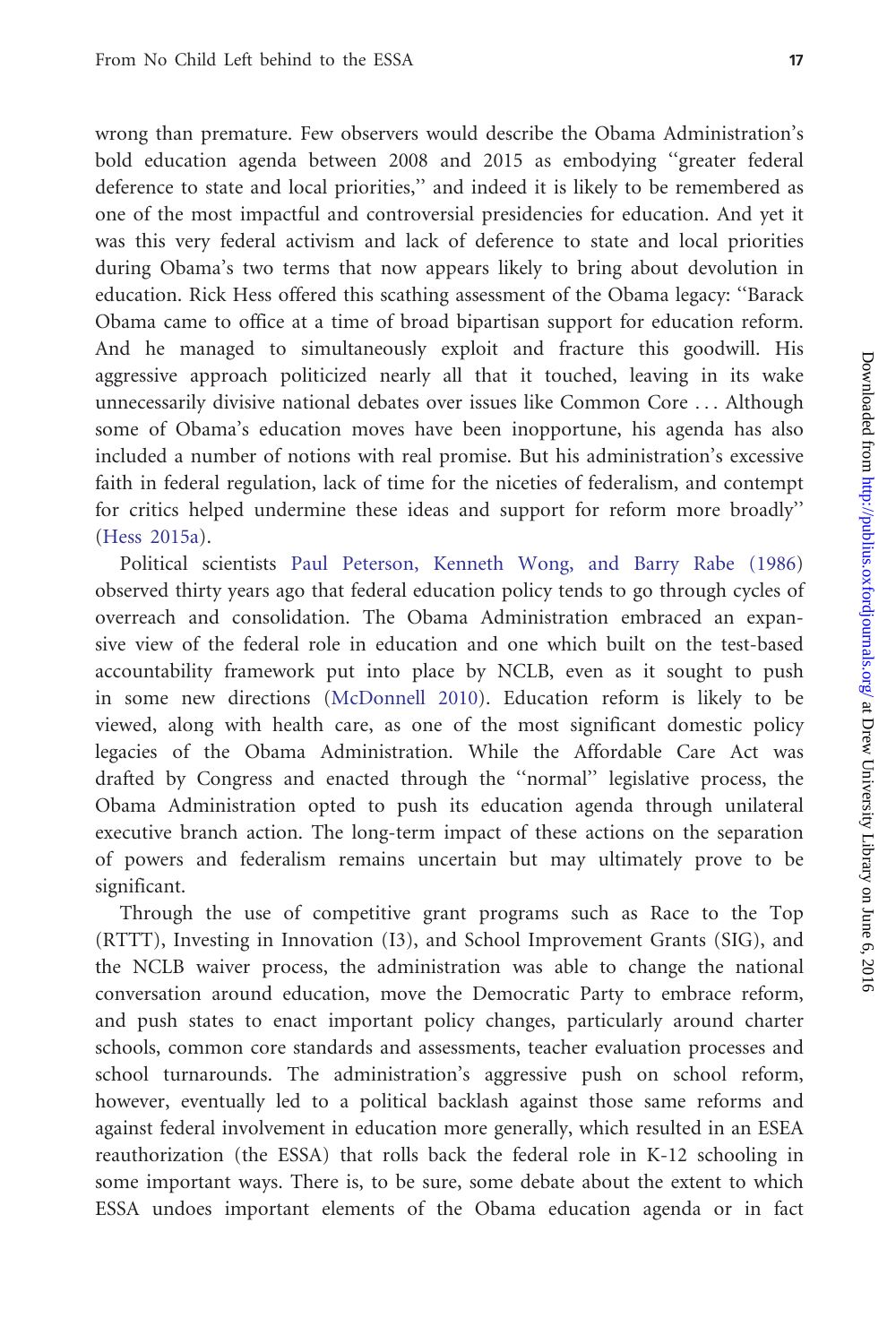wrong than premature. Few observers would describe the Obama Administration's bold education agenda between 2008 and 2015 as embodying ''greater federal deference to state and local priorities,'' and indeed it is likely to be remembered as one of the most impactful and controversial presidencies for education. And yet it was this very federal activism and lack of deference to state and local priorities during Obama's two terms that now appears likely to bring about devolution in education. Rick Hess offered this scathing assessment of the Obama legacy: ''Barack Obama came to office at a time of broad bipartisan support for education reform. And he managed to simultaneously exploit and fracture this goodwill. His aggressive approach politicized nearly all that it touched, leaving in its wake unnecessarily divisive national debates over issues like Common Core ... Although some of Obama's education moves have been inopportune, his agenda has also included a number of notions with real promise. But his administration's excessive faith in federal regulation, lack of time for the niceties of federalism, and contempt for critics helped undermine these ideas and support for reform more broadly'' (Hess 2015a).

Political scientists Paul Peterson, Kenneth Wong, and Barry Rabe (1986) observed thirty years ago that federal education policy tends to go through cycles of overreach and consolidation. The Obama Administration embraced an expansive view of the federal role in education and one which built on the test-based accountability framework put into place by NCLB, even as it sought to push in some new directions (McDonnell 2010). Education reform is likely to be viewed, along with health care, as one of the most significant domestic policy legacies of the Obama Administration. While the Affordable Care Act was drafted by Congress and enacted through the ''normal'' legislative process, the Obama Administration opted to push its education agenda through unilateral executive branch action. The long-term impact of these actions on the separation of powers and federalism remains uncertain but may ultimately prove to be significant.

Through the use of competitive grant programs such as Race to the Top (RTTT), Investing in Innovation (I3), and School Improvement Grants (SIG), and the NCLB waiver process, the administration was able to change the national conversation around education, move the Democratic Party to embrace reform, and push states to enact important policy changes, particularly around charter schools, common core standards and assessments, teacher evaluation processes and school turnarounds. The administration's aggressive push on school reform, however, eventually led to a political backlash against those same reforms and against federal involvement in education more generally, which resulted in an ESEA reauthorization (the ESSA) that rolls back the federal role in K-12 schooling in some important ways. There is, to be sure, some debate about the extent to which ESSA undoes important elements of the Obama education agenda or in fact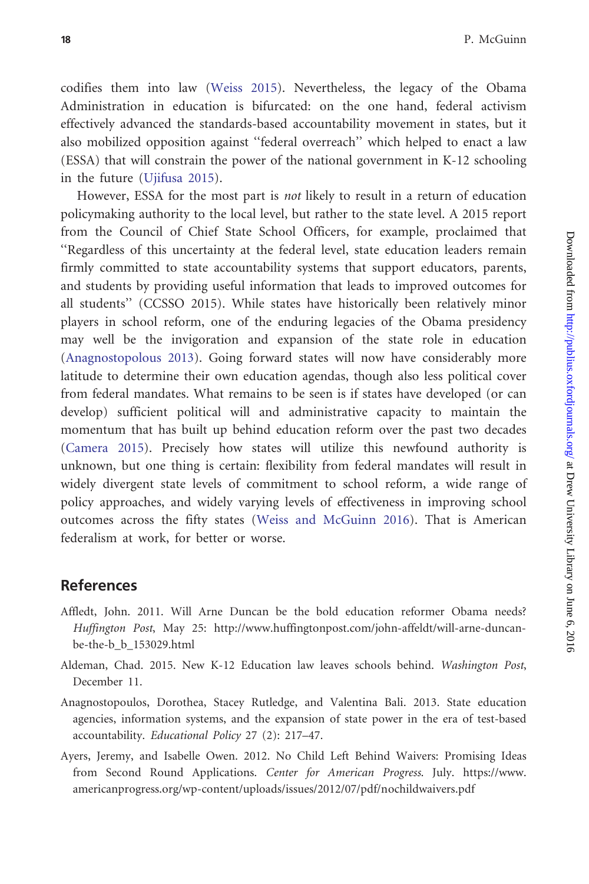codifies them into law (Weiss 2015). Nevertheless, the legacy of the Obama Administration in education is bifurcated: on the one hand, federal activism effectively advanced the standards-based accountability movement in states, but it also mobilized opposition against ''federal overreach'' which helped to enact a law (ESSA) that will constrain the power of the national government in K-12 schooling in the future (Ujifusa 2015).

However, ESSA for the most part is *not* likely to result in a return of education policymaking authority to the local level, but rather to the state level. A 2015 report from the Council of Chief State School Officers, for example, proclaimed that ''Regardless of this uncertainty at the federal level, state education leaders remain firmly committed to state accountability systems that support educators, parents, and students by providing useful information that leads to improved outcomes for all students'' (CCSSO 2015). While states have historically been relatively minor players in school reform, one of the enduring legacies of the Obama presidency may well be the invigoration and expansion of the state role in education (Anagnostopolous 2013). Going forward states will now have considerably more latitude to determine their own education agendas, though also less political cover from federal mandates. What remains to be seen is if states have developed (or can develop) sufficient political will and administrative capacity to maintain the momentum that has built up behind education reform over the past two decades (Camera 2015). Precisely how states will utilize this newfound authority is unknown, but one thing is certain: flexibility from federal mandates will result in widely divergent state levels of commitment to school reform, a wide range of policy approaches, and widely varying levels of effectiveness in improving school outcomes across the fifty states (Weiss and McGuinn 2016). That is American federalism at work, for better or worse.

## References

Affledt, John. 2011. Will Arne Duncan be the bold education reformer Obama needs? *Huffington Post*, May 25: http://www.huffingtonpost.com/john-affeldt/will-arne-duncan-be-the-b_b_153029.html

Aldeman, Chad. 2015. New K-12 Education law leaves schools behind. *Washington Post*, December 11.

Anagnostopoulos, Dorothea, Stacey Rutledge, and Valentina Bali. 2013. State education agencies, information systems, and the expansion of state power in the era of test-based accountability. *Educational Policy* 27 (2): 217–47.

Ayers, Jeremy, and Isabelle Owen. 2012. No Child Left Behind Waivers: Promising Ideas from Second Round Applications. *Center for American Progress*. July. https://www.americanprogress.org/wp-content/uploads/issues/2012/07/pdf/nochildwaivers.pdf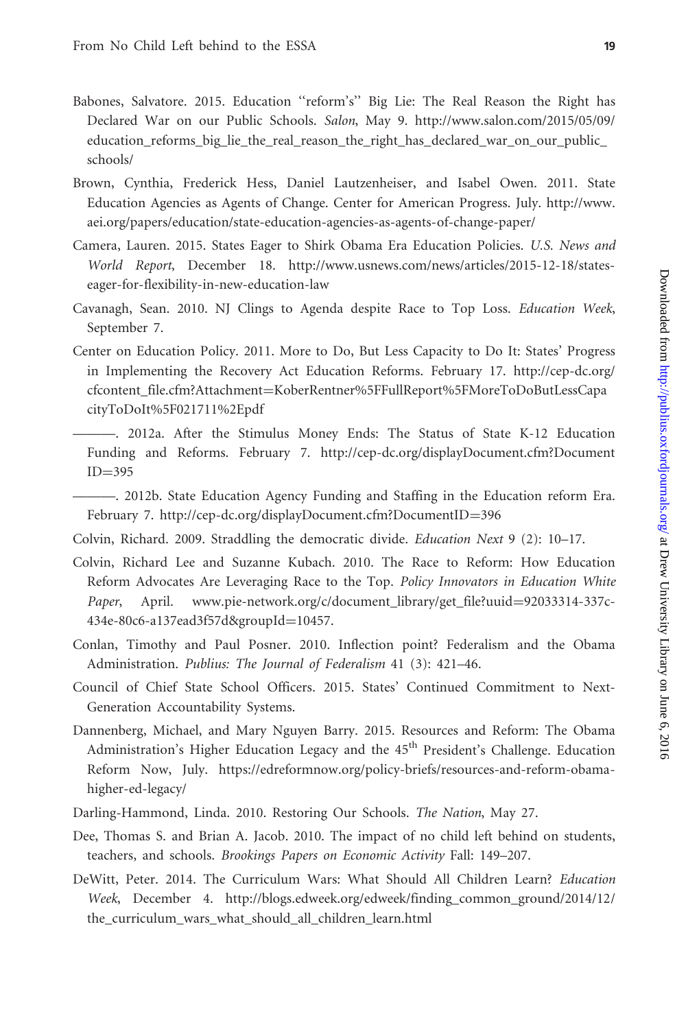Babones, Salvatore. 2015. Education ''reform's'' Big Lie: The Real Reason the Right has Declared War on our Public Schools. *Salon*, May 9. http://www.salon.com/2015/05/09/education_reforms_big_lie_the_real_reason_the_right_has_declared_war_on_our_public_schools/

Brown, Cynthia, Frederick Hess, Daniel Lautzenheiser, and Isabel Owen. 2011. State Education Agencies as Agents of Change. Center for American Progress. July. http://www.aei.org/papers/education/state-education-agencies-as-agents-of-change-paper/

Camera, Lauren. 2015. States Eager to Shirk Obama Era Education Policies. *U.S. News and World Report*, December 18. http://www.usnews.com/news/articles/2015-12-18/states-eager-for-flexibility-in-new-education-law

Cavanagh, Sean. 2010. NJ Clings to Agenda despite Race to Top Loss. *Education Week*, September 7.

Center on Education Policy. 2011. More to Do, But Less Capacity to Do It: States' Progress in Implementing the Recovery Act Education Reforms. February 17. http://cep-dc.org/cfcontent_file.cfm?Attachment=KoberRentner%5FFullReport%5FMoreToDoButLessCapacityToDoIt%5F021711%2Epdf

———. 2012a. After the Stimulus Money Ends: The Status of State K-12 Education Funding and Reforms. February 7. http://cep-dc.org/displayDocument.cfm?DocumentID=395

———. 2012b. State Education Agency Funding and Staffing in the Education reform Era. February 7. http://cep-dc.org/displayDocument.cfm?DocumentID=396

Colvin, Richard. 2009. Straddling the democratic divide. *Education Next* 9 (2): 10–17.

Colvin, Richard Lee and Suzanne Kubach. 2010. The Race to Reform: How Education Reform Advocates Are Leveraging Race to the Top. *Policy Innovators in Education White Paper*, April. www.pie-network.org/c/document_library/get_file?uuid=92033314-337c-434e-80c6-a137ead3f57d&groupId=10457.

Conlan, Timothy and Paul Posner. 2010. Inflection point? Federalism and the Obama Administration. *Publius: The Journal of Federalism* 41 (3): 421–46.

Council of Chief State School Officers. 2015. States' Continued Commitment to Next-Generation Accountability Systems.

Dannenberg, Michael, and Mary Nguyen Barry. 2015. Resources and Reform: The Obama Administration's Higher Education Legacy and the 45th President's Challenge. Education Reform Now, July. https://edreformnow.org/policy-briefs/resources-and-reform-obama-higher-ed-legacy/

Darling-Hammond, Linda. 2010. Restoring Our Schools. *The Nation*, May 27.

Dee, Thomas S. and Brian A. Jacob. 2010. The impact of no child left behind on students, teachers, and schools. *Brookings Papers on Economic Activity* Fall: 149–207.

DeWitt, Peter. 2014. The Curriculum Wars: What Should All Children Learn? *Education Week*, December 4. http://blogs.edweek.org/edweek/finding_common_ground/2014/12/the_curriculum_wars_what_should_all_children_learn.html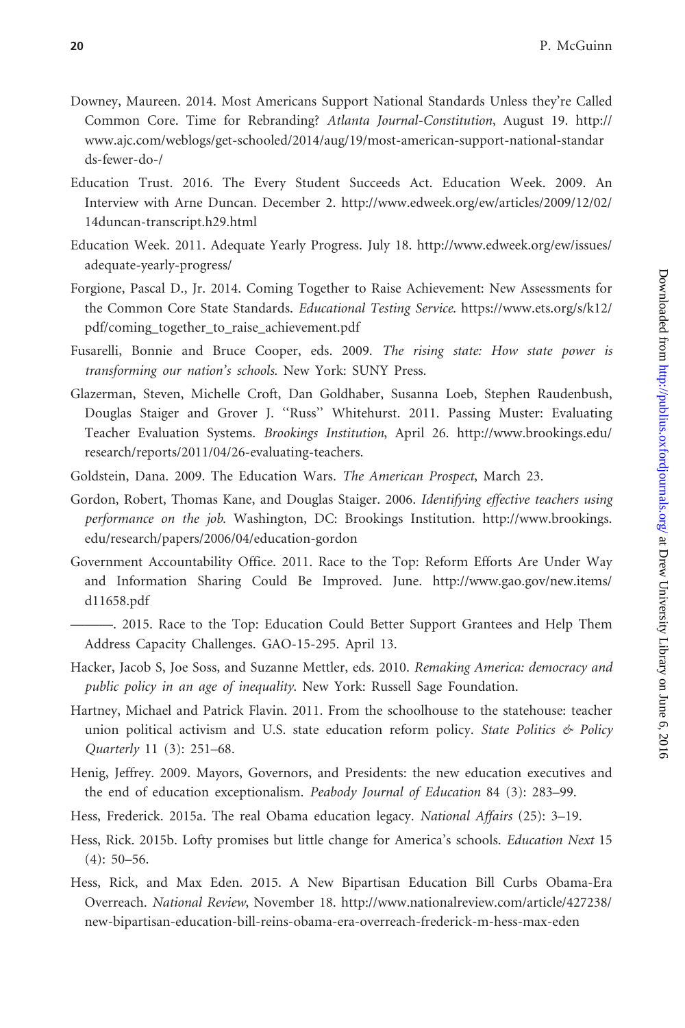Downey, Maureen. 2014. Most Americans Support National Standards Unless they're Called Common Core. Time for Rebranding? *Atlanta Journal-Constitution*, August 19. http://www.ajc.com/weblogs/get-schooled/2014/aug/19/most-american-support-national-standards-fewer-do-/

Education Trust. 2016. The Every Student Succeeds Act. Education Week. 2009. An Interview with Arne Duncan. December 2. http://www.edweek.org/ew/articles/2009/12/02/14duncan-transcript.h29.html

Education Week. 2011. Adequate Yearly Progress. July 18. http://www.edweek.org/ew/issues/adequate-yearly-progress/

Forgione, Pascal D., Jr. 2014. Coming Together to Raise Achievement: New Assessments for the Common Core State Standards. *Educational Testing Service*. https://www.ets.org/s/k12/pdf/coming_together_to_raise_achievement.pdf

Fusarelli, Bonnie and Bruce Cooper, eds. 2009. *The rising state: How state power is transforming our nation's schools*. New York: SUNY Press.

Glazerman, Steven, Michelle Croft, Dan Goldhaber, Susanna Loeb, Stephen Raudenbush, Douglas Staiger and Grover J. ''Russ'' Whitehurst. 2011. Passing Muster: Evaluating Teacher Evaluation Systems. *Brookings Institution*, April 26. http://www.brookings.edu/research/reports/2011/04/26-evaluating-teachers.

Goldstein, Dana. 2009. The Education Wars. *The American Prospect*, March 23.

Gordon, Robert, Thomas Kane, and Douglas Staiger. 2006. *Identifying effective teachers using performance on the job*. Washington, DC: Brookings Institution. http://www.brookings.edu/research/papers/2006/04/education-gordon

Government Accountability Office. 2011. Race to the Top: Reform Efforts Are Under Way and Information Sharing Could Be Improved. June. http://www.gao.gov/new.items/d11658.pdf

———. 2015. Race to the Top: Education Could Better Support Grantees and Help Them Address Capacity Challenges. GAO-15-295. April 13.

Hacker, Jacob S, Joe Soss, and Suzanne Mettler, eds. 2010. *Remaking America: democracy and public policy in an age of inequality*. New York: Russell Sage Foundation.

Hartney, Michael and Patrick Flavin. 2011. From the schoolhouse to the statehouse: teacher union political activism and U.S. state education reform policy. *State Politics & Policy Quarterly* 11 (3): 251–68.

Henig, Jeffrey. 2009. Mayors, Governors, and Presidents: the new education executives and the end of education exceptionalism. *Peabody Journal of Education* 84 (3): 283–99.

Hess, Frederick. 2015a. The real Obama education legacy. *National Affairs* (25): 3–19.

Hess, Rick. 2015b. Lofty promises but little change for America's schools. *Education Next* 15 (4): 50–56.

Hess, Rick, and Max Eden. 2015. A New Bipartisan Education Bill Curbs Obama-Era Overreach. *National Review*, November 18. http://www.nationalreview.com/article/427238/new-bipartisan-education-bill-reins-obama-era-overreach-frederick-m-hess-max-eden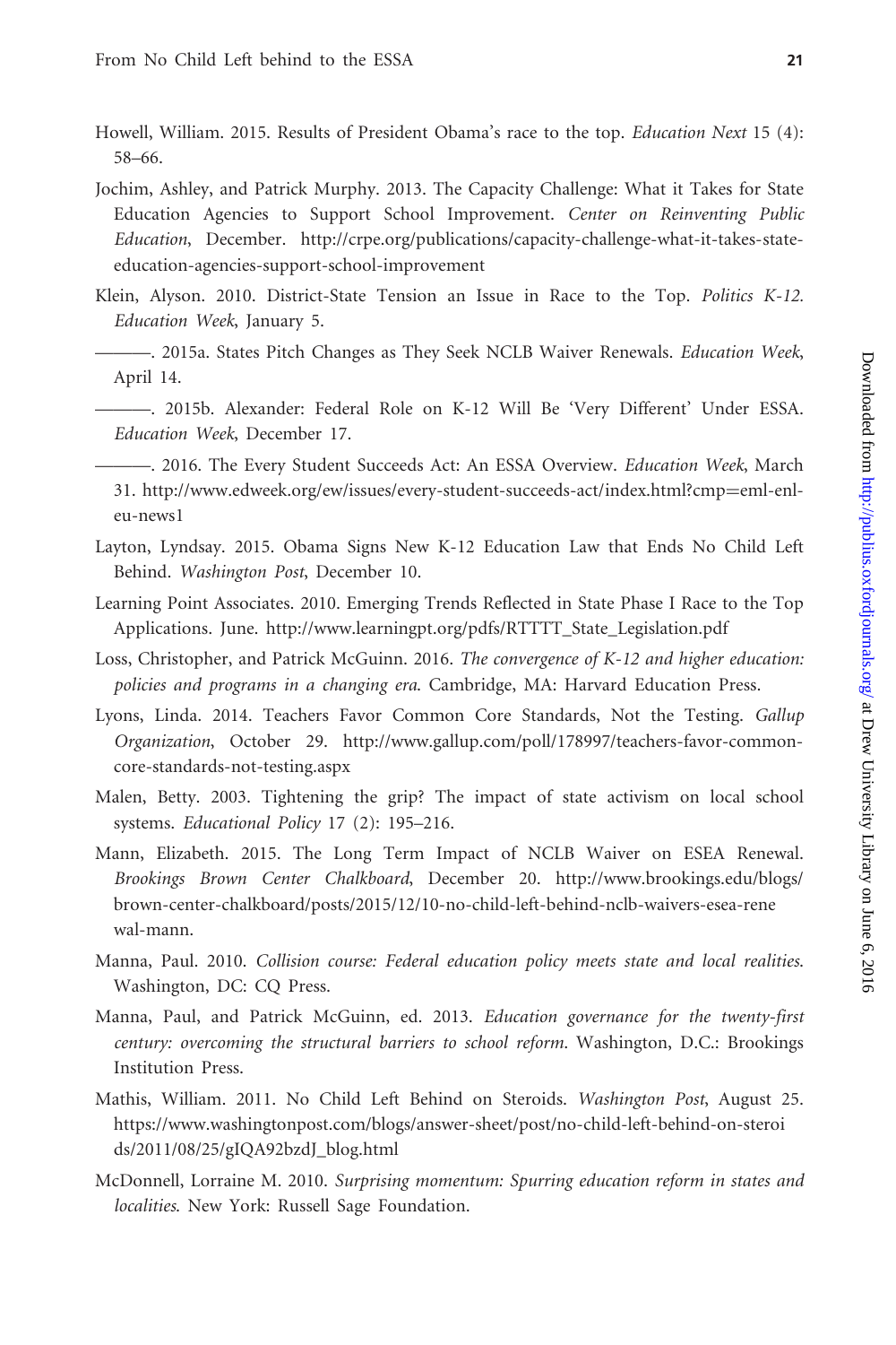Howell, William. 2015. Results of President Obama's race to the top. *Education Next* 15 (4): 58–66.

Jochim, Ashley, and Patrick Murphy. 2013. The Capacity Challenge: What it Takes for State Education Agencies to Support School Improvement. *Center on Reinventing Public Education*, December. http://crpe.org/publications/capacity-challenge-what-it-takes-state-education-agencies-support-school-improvement

Klein, Alyson. 2010. District-State Tension an Issue in Race to the Top. *Politics K-12. Education Week*, January 5.

———. 2015a. States Pitch Changes as They Seek NCLB Waiver Renewals. *Education Week*, April 14.

———. 2015b. Alexander: Federal Role on K-12 Will Be 'Very Different' Under ESSA. *Education Week*, December 17.

———. 2016. The Every Student Succeeds Act: An ESSA Overview. *Education Week*, March 31. http://www.edweek.org/ew/issues/every-student-succeeds-act/index.html?cmp=eml-enl-eu-news1

Layton, Lyndsay. 2015. Obama Signs New K-12 Education Law that Ends No Child Left Behind. *Washington Post*, December 10.

Learning Point Associates. 2010. Emerging Trends Reflected in State Phase I Race to the Top Applications. June. http://www.learningpt.org/pdfs/RTTTT_State_Legislation.pdf

Loss, Christopher, and Patrick McGuinn. 2016. *The convergence of K-12 and higher education: policies and programs in a changing era*. Cambridge, MA: Harvard Education Press.

Lyons, Linda. 2014. Teachers Favor Common Core Standards, Not the Testing. *Gallup Organization*, October 29. http://www.gallup.com/poll/178997/teachers-favor-common-core-standards-not-testing.aspx

Malen, Betty. 2003. Tightening the grip? The impact of state activism on local school systems. *Educational Policy* 17 (2): 195–216.

Mann, Elizabeth. 2015. The Long Term Impact of NCLB Waiver on ESEA Renewal. *Brookings Brown Center Chalkboard*, December 20. http://www.brookings.edu/blogs/brown-center-chalkboard/posts/2015/12/10-no-child-left-behind-nclb-waivers-esea-renewal-mann.

Manna, Paul. 2010. *Collision course: Federal education policy meets state and local realities*. Washington, DC: CQ Press.

Manna, Paul, and Patrick McGuinn, ed. 2013. *Education governance for the twenty-first century: overcoming the structural barriers to school reform*. Washington, D.C.: Brookings Institution Press.

Mathis, William. 2011. No Child Left Behind on Steroids. *Washington Post*, August 25. https://www.washingtonpost.com/blogs/answer-sheet/post/no-child-left-behind-on-steroids/2011/08/25/gIQA92bzdJ_blog.html

McDonnell, Lorraine M. 2010. *Surprising momentum: Spurring education reform in states and localities*. New York: Russell Sage Foundation.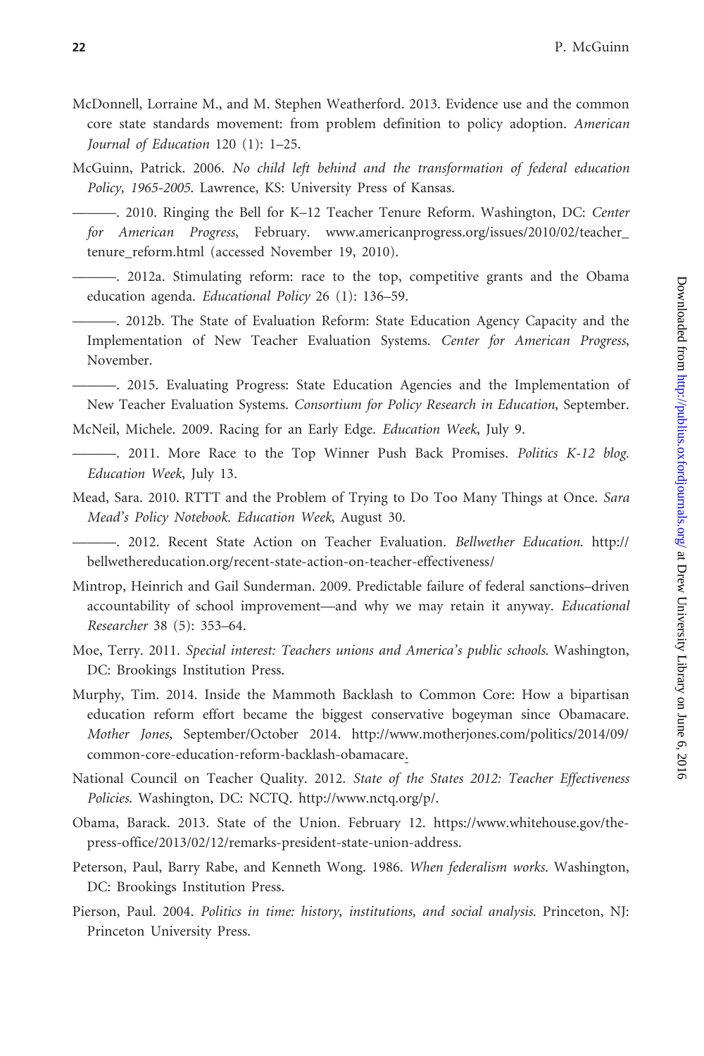McDonnell, Lorraine M., and M. Stephen Weatherford. 2013. Evidence use and the common core state standards movement: from problem definition to policy adoption. *American Journal of Education* 120 (1): 1–25.

McGuinn, Patrick. 2006. *No child left behind and the transformation of federal education Policy, 1965-2005*. Lawrence, KS: University Press of Kansas.

———. 2010. Ringing the Bell for K–12 Teacher Tenure Reform. Washington, DC: *Center for American Progress*, February. www.americanprogress.org/issues/2010/02/teacher_tenure_reform.html (accessed November 19, 2010).

———. 2012a. Stimulating reform: race to the top, competitive grants and the Obama education agenda. *Educational Policy* 26 (1): 136–59.

———. 2012b. The State of Evaluation Reform: State Education Agency Capacity and the Implementation of New Teacher Evaluation Systems. *Center for American Progress*, November.

———. 2015. Evaluating Progress: State Education Agencies and the Implementation of New Teacher Evaluation Systems. *Consortium for Policy Research in Education*, September.

McNeil, Michele. 2009. Racing for an Early Edge. *Education Week*, July 9.

———. 2011. More Race to the Top Winner Push Back Promises. *Politics K-12 blog. Education Week*, July 13.

Mead, Sara. 2010. RTTT and the Problem of Trying to Do Too Many Things at Once. *Sara Mead's Policy Notebook. Education Week*, August 30.

———. 2012. Recent State Action on Teacher Evaluation. *Bellwether Education*. http://bellwethereducation.org/recent-state-action-on-teacher-effectiveness/

Mintrop, Heinrich and Gail Sunderman. 2009. Predictable failure of federal sanctions–driven accountability of school improvement—and why we may retain it anyway. *Educational Researcher* 38 (5): 353–64.

Moe, Terry. 2011. *Special interest: Teachers unions and America's public schools*. Washington, DC: Brookings Institution Press.

Murphy, Tim. 2014. Inside the Mammoth Backlash to Common Core: How a bipartisan education reform effort became the biggest conservative bogeyman since Obamacare. *Mother Jones*, September/October 2014. http://www.motherjones.com/politics/2014/09/common-core-education-reform-backlash-obamacare.

National Council on Teacher Quality. 2012. *State of the States 2012: Teacher Effectiveness Policies*. Washington, DC: NCTQ. http://www.nctq.org/p/.

Obama, Barack. 2013. State of the Union. February 12. https://www.whitehouse.gov/the-press-office/2013/02/12/remarks-president-state-union-address.

Peterson, Paul, Barry Rabe, and Kenneth Wong. 1986. *When federalism works*. Washington, DC: Brookings Institution Press.

Pierson, Paul. 2004. *Politics in time: history, institutions, and social analysis*. Princeton, NJ: Princeton University Press.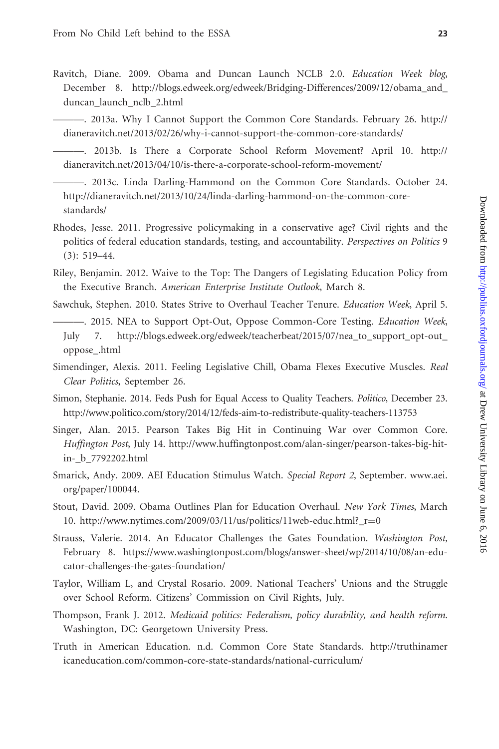Ravitch, Diane. 2009. Obama and Duncan Launch NCLB 2.0. *Education Week blog*, December 8. http://blogs.edweek.org/edweek/Bridging-Differences/2009/12/obama_and_duncan_launch_nclb_2.html

———. 2013a. Why I Cannot Support the Common Core Standards. February 26. http://dianeravitch.net/2013/02/26/why-i-cannot-support-the-common-core-standards/

———. 2013b. Is There a Corporate School Reform Movement? April 10. http://dianeravitch.net/2013/04/10/is-there-a-corporate-school-reform-movement/

———. 2013c. Linda Darling-Hammond on the Common Core Standards. October 24. http://dianeravitch.net/2013/10/24/linda-darling-hammond-on-the-common-core-standards/

Rhodes, Jesse. 2011. Progressive policymaking in a conservative age? Civil rights and the politics of federal education standards, testing, and accountability. *Perspectives on Politics* 9 (3): 519–44.

Riley, Benjamin. 2012. Waive to the Top: The Dangers of Legislating Education Policy from the Executive Branch. *American Enterprise Institute Outlook*, March 8.

Sawchuk, Stephen. 2010. States Strive to Overhaul Teacher Tenure. *Education Week*, April 5.

———. 2015. NEA to Support Opt-Out, Oppose Common-Core Testing. *Education Week*, July 7. http://blogs.edweek.org/edweek/teacherbeat/2015/07/nea_to_support_opt-out_oppose_.html

Simendinger, Alexis. 2011. Feeling Legislative Chill, Obama Flexes Executive Muscles. *Real Clear Politics*, September 26.

Simon, Stephanie. 2014. Feds Push for Equal Access to Quality Teachers. *Politico*, December 23. http://www.politico.com/story/2014/12/feds-aim-to-redistribute-quality-teachers-113753

Singer, Alan. 2015. Pearson Takes Big Hit in Continuing War over Common Core. *Huffington Post*, July 14. http://www.huffingtonpost.com/alan-singer/pearson-takes-big-hit-in-_b_7792202.html

Smarick, Andy. 2009. AEI Education Stimulus Watch. *Special Report 2*, September. www.aei.org/paper/100044.

Stout, David. 2009. Obama Outlines Plan for Education Overhaul. *New York Times*, March 10. http://www.nytimes.com/2009/03/11/us/politics/11web-educ.html?_r=0

Strauss, Valerie. 2014. An Educator Challenges the Gates Foundation. *Washington Post*, February 8. https://www.washingtonpost.com/blogs/answer-sheet/wp/2014/10/08/an-educator-challenges-the-gates-foundation/

Taylor, William L, and Crystal Rosario. 2009. National Teachers' Unions and the Struggle over School Reform. Citizens' Commission on Civil Rights, July.

Thompson, Frank J. 2012. *Medicaid politics: Federalism, policy durability, and health reform*. Washington, DC: Georgetown University Press.

Truth in American Education. n.d. Common Core State Standards. http://truthinamericaneducation.com/common-core-state-standards/national-curriculum/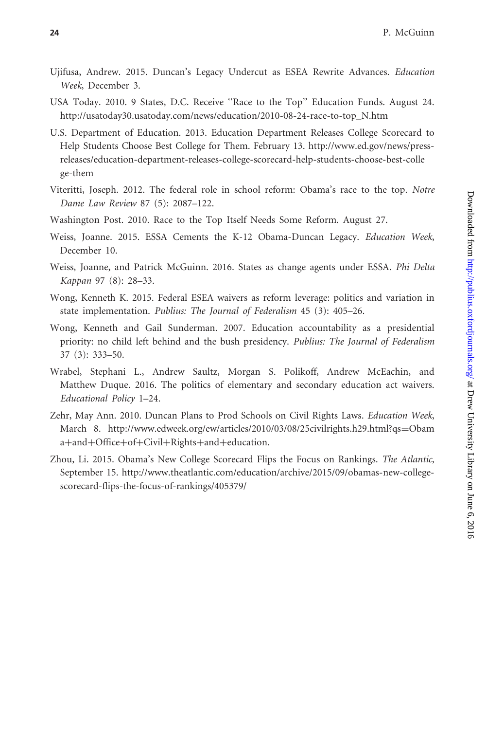Ujifusa, Andrew. 2015. Duncan's Legacy Undercut as ESEA Rewrite Advances. *Education Week*, December 3.

USA Today. 2010. 9 States, D.C. Receive ''Race to the Top'' Education Funds. August 24. http://usatoday30.usatoday.com/news/education/2010-08-24-race-to-top_N.htm

U.S. Department of Education. 2013. Education Department Releases College Scorecard to Help Students Choose Best College for Them. February 13. http://www.ed.gov/news/press-releases/education-department-releases-college-scorecard-help-students-choose-best-college-them

Viteritti, Joseph. 2012. The federal role in school reform: Obama's race to the top. *Notre Dame Law Review* 87 (5): 2087–122.

Washington Post. 2010. Race to the Top Itself Needs Some Reform. August 27.

Weiss, Joanne. 2015. ESSA Cements the K-12 Obama-Duncan Legacy. *Education Week*, December 10.

Weiss, Joanne, and Patrick McGuinn. 2016. States as change agents under ESSA. *Phi Delta Kappan* 97 (8): 28–33.

Wong, Kenneth K. 2015. Federal ESEA waivers as reform leverage: politics and variation in state implementation. *Publius: The Journal of Federalism* 45 (3): 405–26.

Wong, Kenneth and Gail Sunderman. 2007. Education accountability as a presidential priority: no child left behind and the bush presidency. *Publius: The Journal of Federalism* 37 (3): 333–50.

Wrabel, Stephani L., Andrew Saultz, Morgan S. Polikoff, Andrew McEachin, and Matthew Duque. 2016. The politics of elementary and secondary education act waivers. *Educational Policy* 1–24.

Zehr, May Ann. 2010. Duncan Plans to Prod Schools on Civil Rights Laws. *Education Week*, March 8. http://www.edweek.org/ew/articles/2010/03/08/25civilrights.h29.html?qs=Obama+and+Office+of+Civil+Rights+and+education.

Zhou, Li. 2015. Obama's New College Scorecard Flips the Focus on Rankings. *The Atlantic*, September 15. http://www.theatlantic.com/education/archive/2015/09/obamas-new-college-scorecard-flips-the-focus-of-rankings/405379/